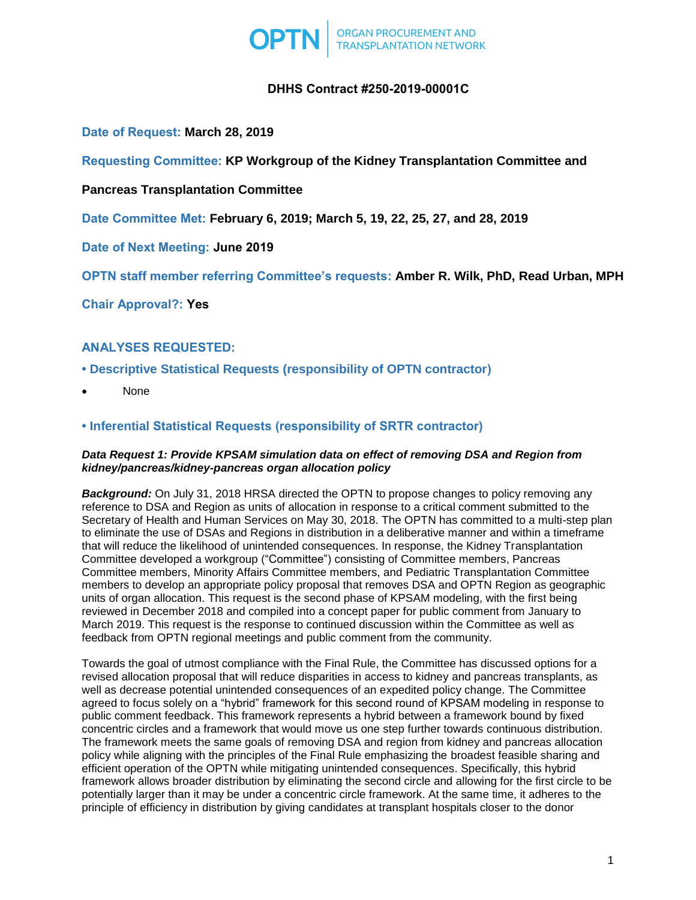**DHHS Contract #250-2019-00001C**

**Date of Request:** **March 28, 2019**

**Requesting Committee:** **KP Workgroup of the Kidney Transplantation Committee and Pancreas Transplantation Committee**

**Date Committee Met:** **February 6, 2019; March 5, 19, 22, 25, 27, and 28, 2019**

**Date of Next Meeting:** **June 2019**

**OPTN staff member referring Committee's requests:** **Amber R. Wilk, PhD, Read Urban, MPH**

**Chair Approval?:** **Yes**

## ANALYSES REQUESTED:

### • Descriptive Statistical Requests (responsibility of OPTN contractor)

- None

### • Inferential Statistical Requests (responsibility of SRTR contractor)

***Data Request 1: Provide KPSAM simulation data on effect of removing DSA and Region from kidney/pancreas/kidney-pancreas organ allocation policy***

***Background:*** On July 31, 2018 HRSA directed the OPTN to propose changes to policy removing any reference to DSA and Region as units of allocation in response to a critical comment submitted to the Secretary of Health and Human Services on May 30, 2018. The OPTN has committed to a multi-step plan to eliminate the use of DSAs and Regions in distribution in a deliberative manner and within a timeframe that will reduce the likelihood of unintended consequences. In response, the Kidney Transplantation Committee developed a workgroup ("Committee") consisting of Committee members, Pancreas Committee members, Minority Affairs Committee members, and Pediatric Transplantation Committee members to develop an appropriate policy proposal that removes DSA and OPTN Region as geographic units of organ allocation. This request is the second phase of KPSAM modeling, with the first being reviewed in December 2018 and compiled into a concept paper for public comment from January to March 2019. This request is the response to continued discussion within the Committee as well as feedback from OPTN regional meetings and public comment from the community.

Towards the goal of utmost compliance with the Final Rule, the Committee has discussed options for a revised allocation proposal that will reduce disparities in access to kidney and pancreas transplants, as well as decrease potential unintended consequences of an expedited policy change. The Committee agreed to focus solely on a "hybrid" framework for this second round of KPSAM modeling in response to public comment feedback. This framework represents a hybrid between a framework bound by fixed concentric circles and a framework that would move us one step further towards continuous distribution. The framework meets the same goals of removing DSA and region from kidney and pancreas allocation policy while aligning with the principles of the Final Rule emphasizing the broadest feasible sharing and efficient operation of the OPTN while mitigating unintended consequences. Specifically, this hybrid framework allows broader distribution by eliminating the second circle and allowing for the first circle to be potentially larger than it may be under a concentric circle framework. At the same time, it adheres to the principle of efficiency in distribution by giving candidates at transplant hospitals closer to the donor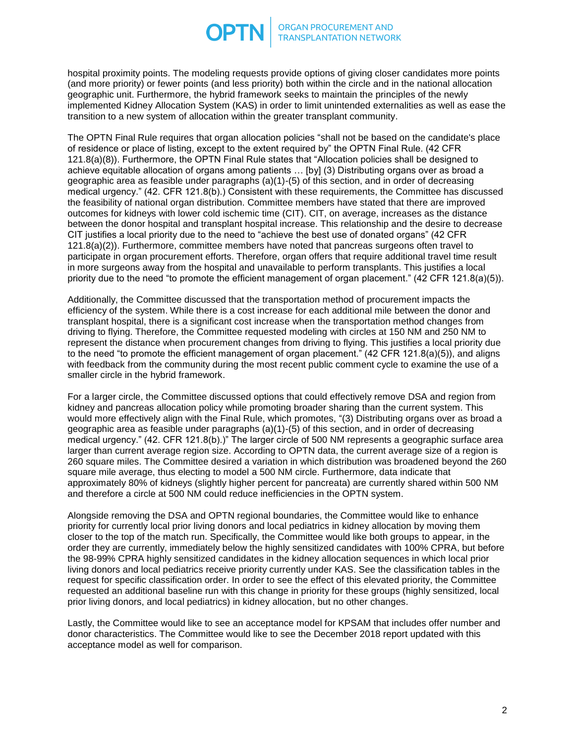hospital proximity points. The modeling requests provide options of giving closer candidates more points (and more priority) or fewer points (and less priority) both within the circle and in the national allocation geographic unit. Furthermore, the hybrid framework seeks to maintain the principles of the newly implemented Kidney Allocation System (KAS) in order to limit unintended externalities as well as ease the transition to a new system of allocation within the greater transplant community.

The OPTN Final Rule requires that organ allocation policies "shall not be based on the candidate's place of residence or place of listing, except to the extent required by" the OPTN Final Rule. (42 CFR 121.8(a)(8)). Furthermore, the OPTN Final Rule states that "Allocation policies shall be designed to achieve equitable allocation of organs among patients … [by] (3) Distributing organs over as broad a geographic area as feasible under paragraphs (a)(1)-(5) of this section, and in order of decreasing medical urgency." (42. CFR 121.8(b).) Consistent with these requirements, the Committee has discussed the feasibility of national organ distribution. Committee members have stated that there are improved outcomes for kidneys with lower cold ischemic time (CIT). CIT, on average, increases as the distance between the donor hospital and transplant hospital increase. This relationship and the desire to decrease CIT justifies a local priority due to the need to "achieve the best use of donated organs" (42 CFR 121.8(a)(2)). Furthermore, committee members have noted that pancreas surgeons often travel to participate in organ procurement efforts. Therefore, organ offers that require additional travel time result in more surgeons away from the hospital and unavailable to perform transplants. This justifies a local priority due to the need "to promote the efficient management of organ placement." (42 CFR 121.8(a)(5)).

Additionally, the Committee discussed that the transportation method of procurement impacts the efficiency of the system. While there is a cost increase for each additional mile between the donor and transplant hospital, there is a significant cost increase when the transportation method changes from driving to flying. Therefore, the Committee requested modeling with circles at 150 NM and 250 NM to represent the distance when procurement changes from driving to flying. This justifies a local priority due to the need "to promote the efficient management of organ placement." (42 CFR 121.8(a)(5)), and aligns with feedback from the community during the most recent public comment cycle to examine the use of a smaller circle in the hybrid framework.

For a larger circle, the Committee discussed options that could effectively remove DSA and region from kidney and pancreas allocation policy while promoting broader sharing than the current system. This would more effectively align with the Final Rule, which promotes, "(3) Distributing organs over as broad a geographic area as feasible under paragraphs (a)(1)-(5) of this section, and in order of decreasing medical urgency." (42. CFR 121.8(b).)" The larger circle of 500 NM represents a geographic surface area larger than current average region size. According to OPTN data, the current average size of a region is 260 square miles. The Committee desired a variation in which distribution was broadened beyond the 260 square mile average, thus electing to model a 500 NM circle. Furthermore, data indicate that approximately 80% of kidneys (slightly higher percent for pancreata) are currently shared within 500 NM and therefore a circle at 500 NM could reduce inefficiencies in the OPTN system.

Alongside removing the DSA and OPTN regional boundaries, the Committee would like to enhance priority for currently local prior living donors and local pediatrics in kidney allocation by moving them closer to the top of the match run. Specifically, the Committee would like both groups to appear, in the order they are currently, immediately below the highly sensitized candidates with 100% CPRA, but before the 98-99% CPRA highly sensitized candidates in the kidney allocation sequences in which local prior living donors and local pediatrics receive priority currently under KAS. See the classification tables in the request for specific classification order. In order to see the effect of this elevated priority, the Committee requested an additional baseline run with this change in priority for these groups (highly sensitized, local prior living donors, and local pediatrics) in kidney allocation, but no other changes.

Lastly, the Committee would like to see an acceptance model for KPSAM that includes offer number and donor characteristics. The Committee would like to see the December 2018 report updated with this acceptance model as well for comparison.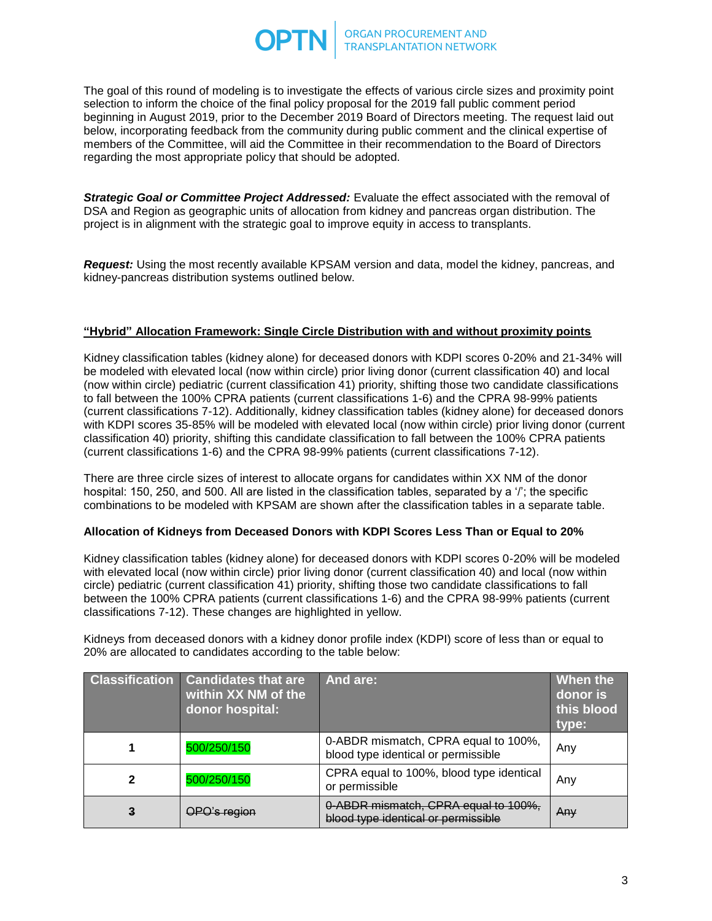The goal of this round of modeling is to investigate the effects of various circle sizes and proximity point selection to inform the choice of the final policy proposal for the 2019 fall public comment period beginning in August 2019, prior to the December 2019 Board of Directors meeting. The request laid out below, incorporating feedback from the community during public comment and the clinical expertise of members of the Committee, will aid the Committee in their recommendation to the Board of Directors regarding the most appropriate policy that should be adopted.

***Strategic Goal or Committee Project Addressed:*** Evaluate the effect associated with the removal of DSA and Region as geographic units of allocation from kidney and pancreas organ distribution. The project is in alignment with the strategic goal to improve equity in access to transplants.

***Request:*** Using the most recently available KPSAM version and data, model the kidney, pancreas, and kidney-pancreas distribution systems outlined below.

**"Hybrid" Allocation Framework: Single Circle Distribution with and without proximity points**

Kidney classification tables (kidney alone) for deceased donors with KDPI scores 0-20% and 21-34% will be modeled with elevated local (now within circle) prior living donor (current classification 40) and local (now within circle) pediatric (current classification 41) priority, shifting those two candidate classifications to fall between the 100% CPRA patients (current classifications 1-6) and the CPRA 98-99% patients (current classifications 7-12). Additionally, kidney classification tables (kidney alone) for deceased donors with KDPI scores 35-85% will be modeled with elevated local (now within circle) prior living donor (current classification 40) priority, shifting this candidate classification to fall between the 100% CPRA patients (current classifications 1-6) and the CPRA 98-99% patients (current classifications 7-12).

There are three circle sizes of interest to allocate organs for candidates within XX NM of the donor hospital: 150, 250, and 500. All are listed in the classification tables, separated by a '/'; the specific combinations to be modeled with KPSAM are shown after the classification tables in a separate table.

**Allocation of Kidneys from Deceased Donors with KDPI Scores Less Than or Equal to 20%**

Kidney classification tables (kidney alone) for deceased donors with KDPI scores 0-20% will be modeled with elevated local (now within circle) prior living donor (current classification 40) and local (now within circle) pediatric (current classification 41) priority, shifting those two candidate classifications to fall between the 100% CPRA patients (current classifications 1-6) and the CPRA 98-99% patients (current classifications 7-12). These changes are highlighted in yellow.

Kidneys from deceased donors with a kidney donor profile index (KDPI) score of less than or equal to 20% are allocated to candidates according to the table below:

| Classification | Candidates that are within XX NM of the donor hospital: | And are: | When the donor is this blood type: |
|---|---|---|---|
| 1 | 500/250/150 | 0-ABDR mismatch, CPRA equal to 100%, blood type identical or permissible | Any |
| 2 | 500/250/150 | CPRA equal to 100%, blood type identical or permissible | Any |
| ~~3~~ | ~~OPO's region~~ | ~~0-ABDR mismatch, CPRA equal to 100%, blood type identical or permissible~~ | ~~Any~~ |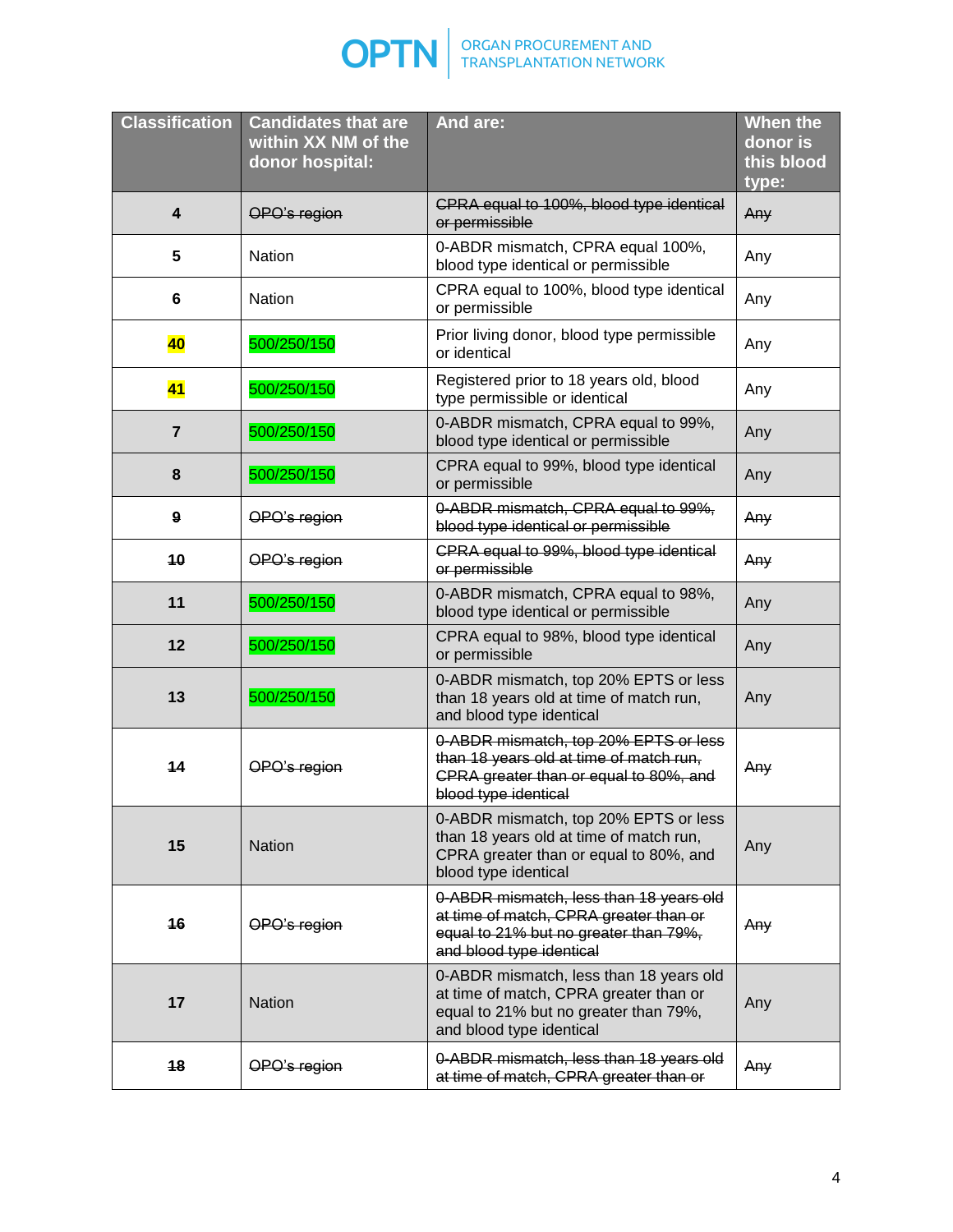| Classification | Candidates that are within XX NM of the donor hospital: | And are: | When the donor is this blood type: |
|---|---|---|---|
| ~~4~~ | ~~OPO's region~~ | ~~CPRA equal to 100%, blood type identical or permissible~~ | ~~Any~~ |
| 5 | Nation | 0-ABDR mismatch, CPRA equal 100%, blood type identical or permissible | Any |
| 6 | Nation | CPRA equal to 100%, blood type identical or permissible | Any |
| 40 | 500/250/150 | Prior living donor, blood type permissible or identical | Any |
| 41 | 500/250/150 | Registered prior to 18 years old, blood type permissible or identical | Any |
| 7 | 500/250/150 | 0-ABDR mismatch, CPRA equal to 99%, blood type identical or permissible | Any |
| 8 | 500/250/150 | CPRA equal to 99%, blood type identical or permissible | Any |
| ~~9~~ | ~~OPO's region~~ | ~~0-ABDR mismatch, CPRA equal to 99%, blood type identical or permissible~~ | ~~Any~~ |
| ~~10~~ | ~~OPO's region~~ | ~~CPRA equal to 99%, blood type identical or permissible~~ | ~~Any~~ |
| 11 | 500/250/150 | 0-ABDR mismatch, CPRA equal to 98%, blood type identical or permissible | Any |
| 12 | 500/250/150 | CPRA equal to 98%, blood type identical or permissible | Any |
| 13 | 500/250/150 | 0-ABDR mismatch, top 20% EPTS or less than 18 years old at time of match run, and blood type identical | Any |
| ~~14~~ | ~~OPO's region~~ | ~~0-ABDR mismatch, top 20% EPTS or less than 18 years old at time of match run, CPRA greater than or equal to 80%, and blood type identical~~ | ~~Any~~ |
| 15 | Nation | 0-ABDR mismatch, top 20% EPTS or less than 18 years old at time of match run, CPRA greater than or equal to 80%, and blood type identical | Any |
| ~~16~~ | ~~OPO's region~~ | ~~0-ABDR mismatch, less than 18 years old at time of match, CPRA greater than or equal to 21% but no greater than 79%, and blood type identical~~ | ~~Any~~ |
| 17 | Nation | 0-ABDR mismatch, less than 18 years old at time of match, CPRA greater than or equal to 21% but no greater than 79%, and blood type identical | Any |
| ~~18~~ | ~~OPO's region~~ | ~~0-ABDR mismatch, less than 18 years old at time of match, CPRA greater than or~~ | ~~Any~~ |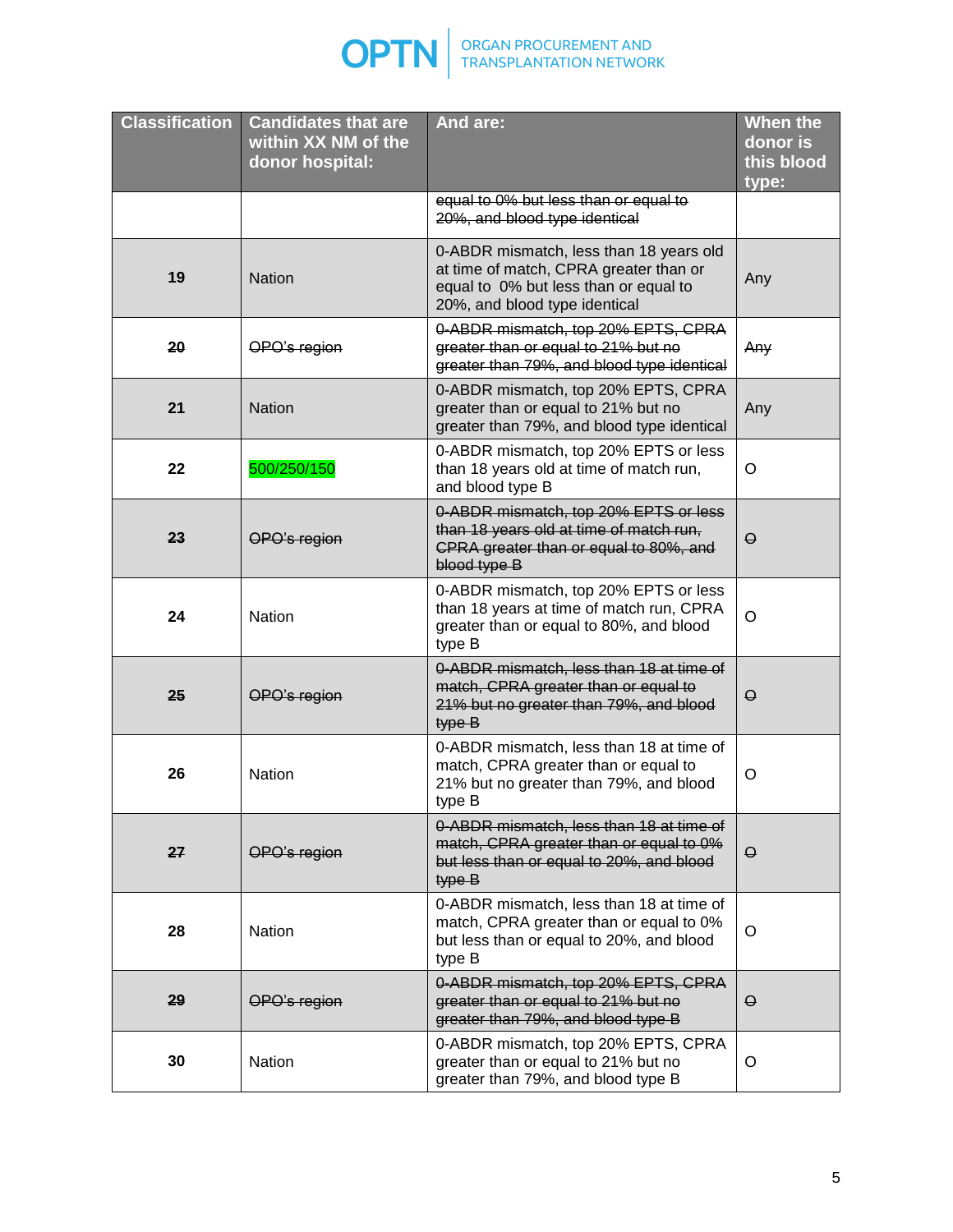| Classification | Candidates that are within XX NM of the donor hospital: | And are: | When the donor is this blood type: |
|---|---|---|---|
| | | ~~equal to 0% but less than or equal to 20%, and blood type identical~~ | |
| 19 | Nation | 0-ABDR mismatch, less than 18 years old at time of match, CPRA greater than or equal to 0% but less than or equal to 20%, and blood type identical | Any |
| ~~20~~ | ~~OPO's region~~ | ~~0-ABDR mismatch, top 20% EPTS, CPRA greater than or equal to 21% but no greater than 79%, and blood type identical~~ | ~~Any~~ |
| 21 | Nation | 0-ABDR mismatch, top 20% EPTS, CPRA greater than or equal to 21% but no greater than 79%, and blood type identical | Any |
| 22 | 500/250/150 | 0-ABDR mismatch, top 20% EPTS or less than 18 years old at time of match run, and blood type B | O |
| ~~23~~ | ~~OPO's region~~ | ~~0-ABDR mismatch, top 20% EPTS or less than 18 years old at time of match run, CPRA greater than or equal to 80%, and blood type B~~ | ~~O~~ |
| 24 | Nation | 0-ABDR mismatch, top 20% EPTS or less than 18 years at time of match run, CPRA greater than or equal to 80%, and blood type B | O |
| ~~25~~ | ~~OPO's region~~ | ~~0-ABDR mismatch, less than 18 at time of match, CPRA greater than or equal to 21% but no greater than 79%, and blood type B~~ | ~~O~~ |
| 26 | Nation | 0-ABDR mismatch, less than 18 at time of match, CPRA greater than or equal to 21% but no greater than 79%, and blood type B | O |
| ~~27~~ | ~~OPO's region~~ | ~~0-ABDR mismatch, less than 18 at time of match, CPRA greater than or equal to 0% but less than or equal to 20%, and blood type B~~ | ~~O~~ |
| 28 | Nation | 0-ABDR mismatch, less than 18 at time of match, CPRA greater than or equal to 0% but less than or equal to 20%, and blood type B | O |
| ~~29~~ | ~~OPO's region~~ | ~~0-ABDR mismatch, top 20% EPTS, CPRA greater than or equal to 21% but no greater than 79%, and blood type B~~ | ~~O~~ |
| 30 | Nation | 0-ABDR mismatch, top 20% EPTS, CPRA greater than or equal to 21% but no greater than 79%, and blood type B | O |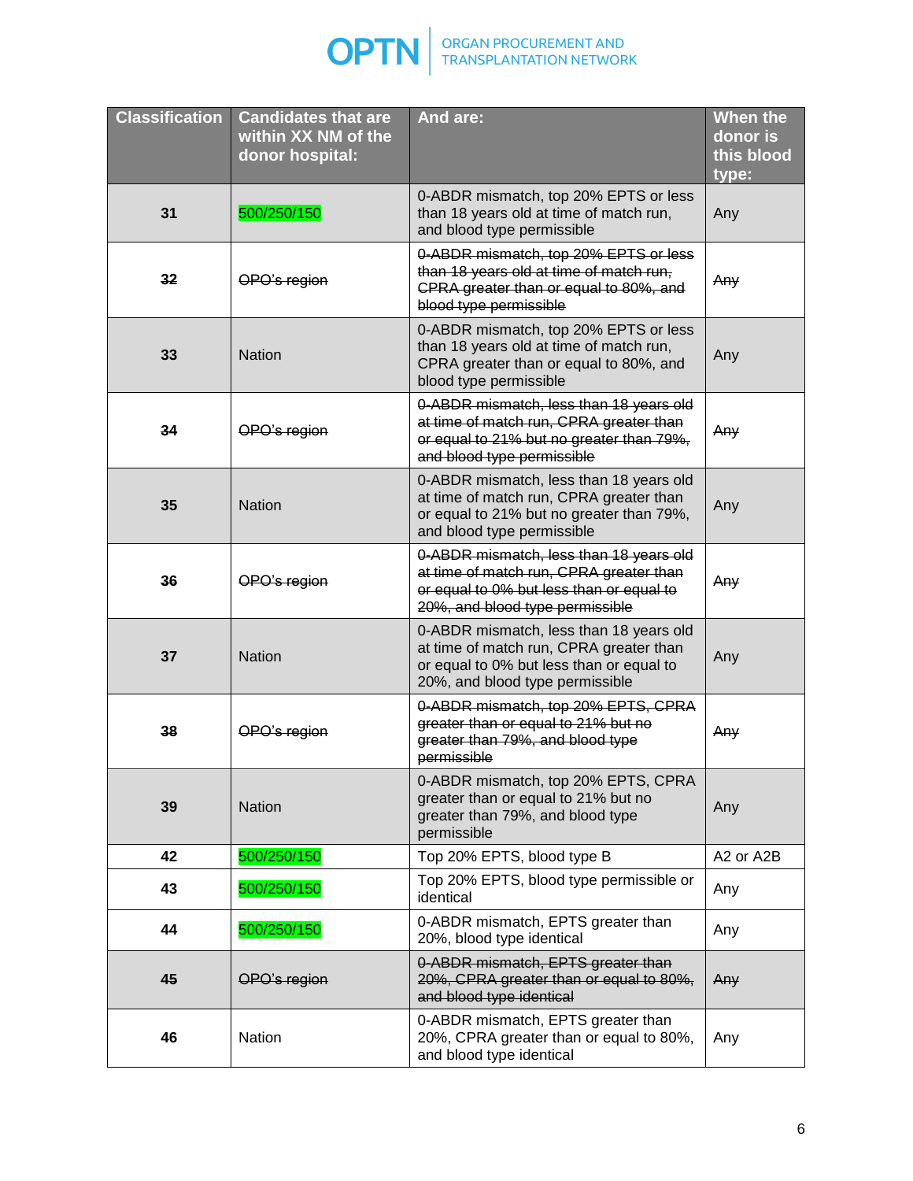| Classification | Candidates that are within XX NM of the donor hospital: | And are: | When the donor is this blood type: |
|---|---|---|---|
| 31 | 500/250/150 | 0-ABDR mismatch, top 20% EPTS or less than 18 years old at time of match run, and blood type permissible | Any |
| ~~32~~ | ~~OPO's region~~ | ~~0-ABDR mismatch, top 20% EPTS or less than 18 years old at time of match run, CPRA greater than or equal to 80%, and blood type permissible~~ | ~~Any~~ |
| 33 | Nation | 0-ABDR mismatch, top 20% EPTS or less than 18 years old at time of match run, CPRA greater than or equal to 80%, and blood type permissible | Any |
| ~~34~~ | ~~OPO's region~~ | ~~0-ABDR mismatch, less than 18 years old at time of match run, CPRA greater than or equal to 21% but no greater than 79%, and blood type permissible~~ | ~~Any~~ |
| 35 | Nation | 0-ABDR mismatch, less than 18 years old at time of match run, CPRA greater than or equal to 21% but no greater than 79%, and blood type permissible | Any |
| ~~36~~ | ~~OPO's region~~ | ~~0-ABDR mismatch, less than 18 years old at time of match run, CPRA greater than or equal to 0% but less than or equal to 20%, and blood type permissible~~ | ~~Any~~ |
| 37 | Nation | 0-ABDR mismatch, less than 18 years old at time of match run, CPRA greater than or equal to 0% but less than or equal to 20%, and blood type permissible | Any |
| ~~38~~ | ~~OPO's region~~ | ~~0-ABDR mismatch, top 20% EPTS, CPRA greater than or equal to 21% but no greater than 79%, and blood type permissible~~ | ~~Any~~ |
| 39 | Nation | 0-ABDR mismatch, top 20% EPTS, CPRA greater than or equal to 21% but no greater than 79%, and blood type permissible | Any |
| 42 | 500/250/150 | Top 20% EPTS, blood type B | A2 or A2B |
| 43 | 500/250/150 | Top 20% EPTS, blood type permissible or identical | Any |
| 44 | 500/250/150 | 0-ABDR mismatch, EPTS greater than 20%, blood type identical | Any |
| ~~45~~ | ~~OPO's region~~ | ~~0-ABDR mismatch, EPTS greater than 20%, CPRA greater than or equal to 80%, and blood type identical~~ | ~~Any~~ |
| 46 | Nation | 0-ABDR mismatch, EPTS greater than 20%, CPRA greater than or equal to 80%, and blood type identical | Any |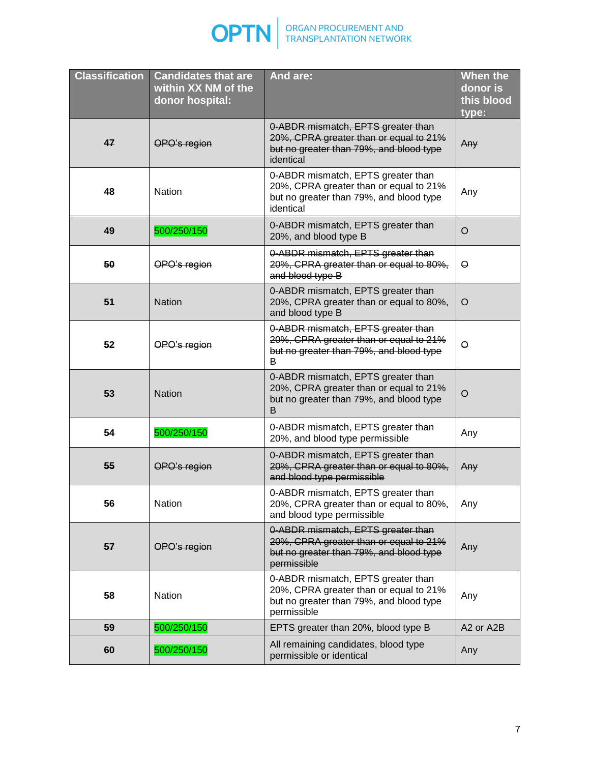| Classification | Candidates that are within XX NM of the donor hospital: | And are: | When the donor is this blood type: |
|---|---|---|---|
| ~~47~~ | ~~OPO's region~~ | ~~0-ABDR mismatch, EPTS greater than 20%, CPRA greater than or equal to 21% but no greater than 79%, and blood type identical~~ | ~~Any~~ |
| 48 | Nation | 0-ABDR mismatch, EPTS greater than 20%, CPRA greater than or equal to 21% but no greater than 79%, and blood type identical | Any |
| 49 | 500/250/150 | 0-ABDR mismatch, EPTS greater than 20%, and blood type B | O |
| ~~50~~ | ~~OPO's region~~ | ~~0-ABDR mismatch, EPTS greater than 20%, CPRA greater than or equal to 80%, and blood type B~~ | ~~O~~ |
| 51 | Nation | 0-ABDR mismatch, EPTS greater than 20%, CPRA greater than or equal to 80%, and blood type B | O |
| ~~52~~ | ~~OPO's region~~ | ~~0-ABDR mismatch, EPTS greater than 20%, CPRA greater than or equal to 21% but no greater than 79%, and blood type B~~ | ~~O~~ |
| 53 | Nation | 0-ABDR mismatch, EPTS greater than 20%, CPRA greater than or equal to 21% but no greater than 79%, and blood type B | O |
| 54 | 500/250/150 | 0-ABDR mismatch, EPTS greater than 20%, and blood type permissible | Any |
| ~~55~~ | ~~OPO's region~~ | ~~0-ABDR mismatch, EPTS greater than 20%, CPRA greater than or equal to 80%, and blood type permissible~~ | ~~Any~~ |
| 56 | Nation | 0-ABDR mismatch, EPTS greater than 20%, CPRA greater than or equal to 80%, and blood type permissible | Any |
| ~~57~~ | ~~OPO's region~~ | ~~0-ABDR mismatch, EPTS greater than 20%, CPRA greater than or equal to 21% but no greater than 79%, and blood type permissible~~ | ~~Any~~ |
| 58 | Nation | 0-ABDR mismatch, EPTS greater than 20%, CPRA greater than or equal to 21% but no greater than 79%, and blood type permissible | Any |
| 59 | 500/250/150 | EPTS greater than 20%, blood type B | A2 or A2B |
| 60 | 500/250/150 | All remaining candidates, blood type permissible or identical | Any |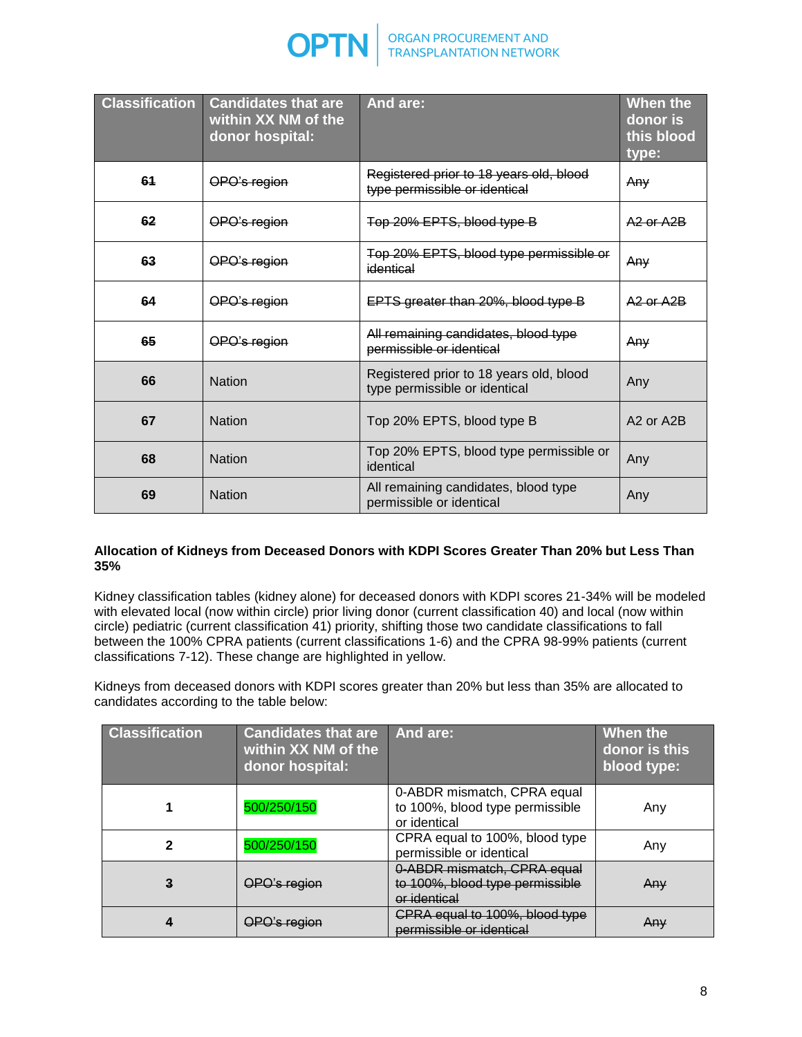| Classification | Candidates that are within XX NM of the donor hospital: | And are: | When the donor is this blood type: |
|---|---|---|---|
| ~~61~~ | ~~OPO's region~~ | ~~Registered prior to 18 years old, blood type permissible or identical~~ | ~~Any~~ |
| ~~62~~ | ~~OPO's region~~ | ~~Top 20% EPTS, blood type B~~ | ~~A2 or A2B~~ |
| ~~63~~ | ~~OPO's region~~ | ~~Top 20% EPTS, blood type permissible or identical~~ | ~~Any~~ |
| ~~64~~ | ~~OPO's region~~ | ~~EPTS greater than 20%, blood type B~~ | ~~A2 or A2B~~ |
| ~~65~~ | ~~OPO's region~~ | ~~All remaining candidates, blood type permissible or identical~~ | ~~Any~~ |
| 66 | Nation | Registered prior to 18 years old, blood type permissible or identical | Any |
| 67 | Nation | Top 20% EPTS, blood type B | A2 or A2B |
| 68 | Nation | Top 20% EPTS, blood type permissible or identical | Any |
| 69 | Nation | All remaining candidates, blood type permissible or identical | Any |

**Allocation of Kidneys from Deceased Donors with KDPI Scores Greater Than 20% but Less Than 35%**

Kidney classification tables (kidney alone) for deceased donors with KDPI scores 21-34% will be modeled with elevated local (now within circle) prior living donor (current classification 40) and local (now within circle) pediatric (current classification 41) priority, shifting those two candidate classifications to fall between the 100% CPRA patients (current classifications 1-6) and the CPRA 98-99% patients (current classifications 7-12). These change are highlighted in yellow.

Kidneys from deceased donors with KDPI scores greater than 20% but less than 35% are allocated to candidates according to the table below:

| Classification | Candidates that are within XX NM of the donor hospital: | And are: | When the donor is this blood type: |
|---|---|---|---|
| 1 | 500/250/150 | 0-ABDR mismatch, CPRA equal to 100%, blood type permissible or identical | Any |
| 2 | 500/250/150 | CPRA equal to 100%, blood type permissible or identical | Any |
| ~~3~~ | ~~OPO's region~~ | ~~0-ABDR mismatch, CPRA equal to 100%, blood type permissible or identical~~ | ~~Any~~ |
| ~~4~~ | ~~OPO's region~~ | ~~CPRA equal to 100%, blood type permissible or identical~~ | ~~Any~~ |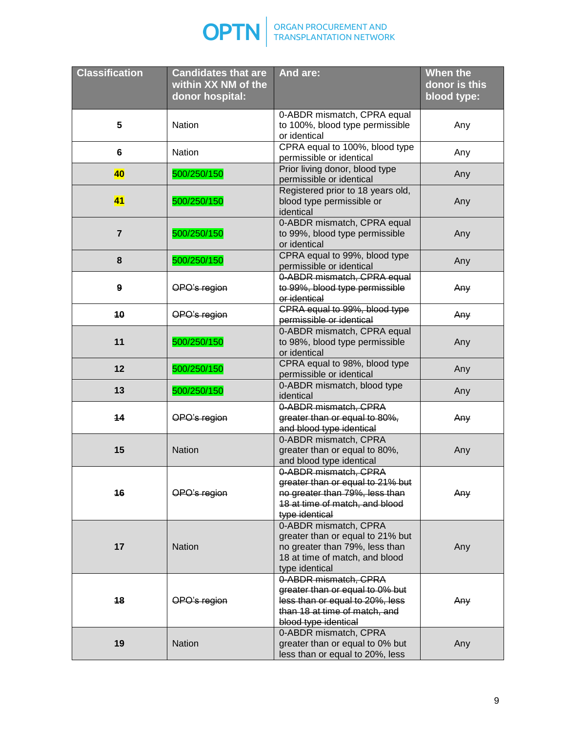| Classification | Candidates that are within XX NM of the donor hospital: | And are: | When the donor is this blood type: |
|---|---|---|---|
| 5 | Nation | 0-ABDR mismatch, CPRA equal to 100%, blood type permissible or identical | Any |
| 6 | Nation | CPRA equal to 100%, blood type permissible or identical | Any |
| 40 | 500/250/150 | Prior living donor, blood type permissible or identical | Any |
| 41 | 500/250/150 | Registered prior to 18 years old, blood type permissible or identical | Any |
| 7 | 500/250/150 | 0-ABDR mismatch, CPRA equal to 99%, blood type permissible or identical | Any |
| 8 | 500/250/150 | CPRA equal to 99%, blood type permissible or identical | Any |
| ~~9~~ | ~~OPO's region~~ | ~~0-ABDR mismatch, CPRA equal to 99%, blood type permissible or identical~~ | ~~Any~~ |
| ~~10~~ | ~~OPO's region~~ | ~~CPRA equal to 99%, blood type permissible or identical~~ | ~~Any~~ |
| 11 | 500/250/150 | 0-ABDR mismatch, CPRA equal to 98%, blood type permissible or identical | Any |
| 12 | 500/250/150 | CPRA equal to 98%, blood type permissible or identical | Any |
| 13 | 500/250/150 | 0-ABDR mismatch, blood type identical | Any |
| ~~14~~ | ~~OPO's region~~ | ~~0-ABDR mismatch, CPRA greater than or equal to 80%, and blood type identical~~ | ~~Any~~ |
| 15 | Nation | 0-ABDR mismatch, CPRA greater than or equal to 80%, and blood type identical | Any |
| ~~16~~ | ~~OPO's region~~ | ~~0-ABDR mismatch, CPRA greater than or equal to 21% but no greater than 79%, less than 18 at time of match, and blood type identical~~ | ~~Any~~ |
| 17 | Nation | 0-ABDR mismatch, CPRA greater than or equal to 21% but no greater than 79%, less than 18 at time of match, and blood type identical | Any |
| ~~18~~ | ~~OPO's region~~ | ~~0-ABDR mismatch, CPRA greater than or equal to 0% but less than or equal to 20%, less than 18 at time of match, and blood type identical~~ | ~~Any~~ |
| 19 | Nation | 0-ABDR mismatch, CPRA greater than or equal to 0% but less than or equal to 20%, less | Any |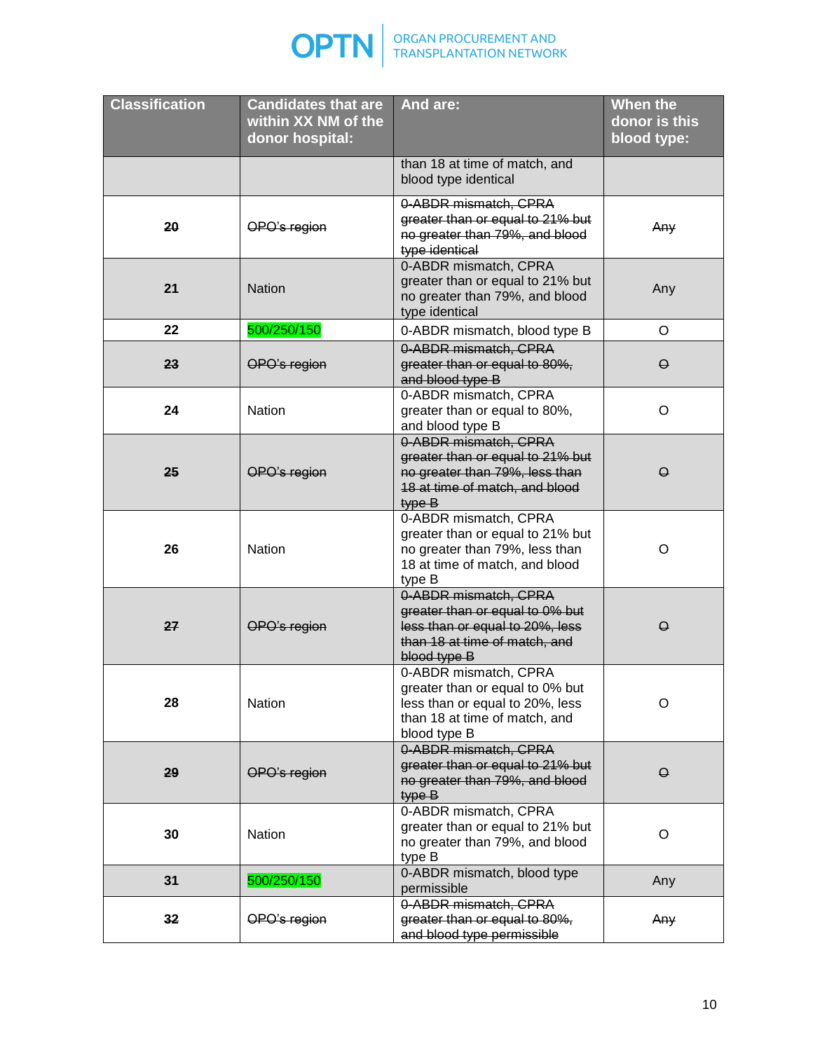| Classification | Candidates that are within XX NM of the donor hospital: | And are: | When the donor is this blood type: |
|---|---|---|---|
| | | than 18 at time of match, and blood type identical | |
| ~~20~~ | ~~OPO's region~~ | ~~0-ABDR mismatch, CPRA greater than or equal to 21% but no greater than 79%, and blood type identical~~ | ~~Any~~ |
| 21 | Nation | 0-ABDR mismatch, CPRA greater than or equal to 21% but no greater than 79%, and blood type identical | Any |
| 22 | 500/250/150 | 0-ABDR mismatch, blood type B | O |
| ~~23~~ | ~~OPO's region~~ | ~~0-ABDR mismatch, CPRA greater than or equal to 80%, and blood type B~~ | ~~O~~ |
| 24 | Nation | 0-ABDR mismatch, CPRA greater than or equal to 80%, and blood type B | O |
| ~~25~~ | ~~OPO's region~~ | ~~0-ABDR mismatch, CPRA greater than or equal to 21% but no greater than 79%, less than 18 at time of match, and blood type B~~ | ~~O~~ |
| 26 | Nation | 0-ABDR mismatch, CPRA greater than or equal to 21% but no greater than 79%, less than 18 at time of match, and blood type B | O |
| ~~27~~ | ~~OPO's region~~ | ~~0-ABDR mismatch, CPRA greater than or equal to 0% but less than or equal to 20%, less than 18 at time of match, and blood type B~~ | ~~O~~ |
| 28 | Nation | 0-ABDR mismatch, CPRA greater than or equal to 0% but less than or equal to 20%, less than 18 at time of match, and blood type B | O |
| ~~29~~ | ~~OPO's region~~ | ~~0-ABDR mismatch, CPRA greater than or equal to 21% but no greater than 79%, and blood type B~~ | ~~O~~ |
| 30 | Nation | 0-ABDR mismatch, CPRA greater than or equal to 21% but no greater than 79%, and blood type B | O |
| 31 | 500/250/150 | 0-ABDR mismatch, blood type permissible | Any |
| ~~32~~ | ~~OPO's region~~ | ~~0-ABDR mismatch, CPRA greater than or equal to 80%, and blood type permissible~~ | ~~Any~~ |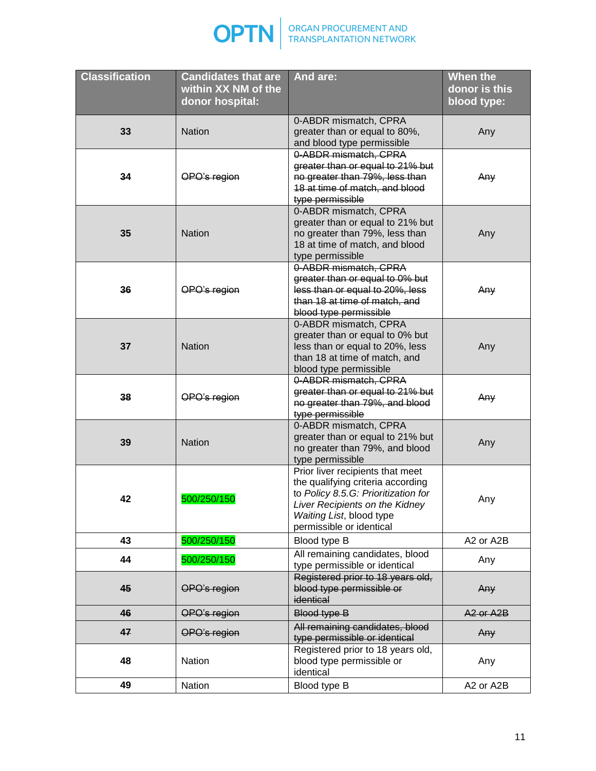| Classification | Candidates that are within XX NM of the donor hospital: | And are: | When the donor is this blood type: |
|---|---|---|---|
| 33 | Nation | 0-ABDR mismatch, CPRA greater than or equal to 80%, and blood type permissible | Any |
| ~~34~~ | ~~OPO's region~~ | ~~0-ABDR mismatch, CPRA greater than or equal to 21% but no greater than 79%, less than 18 at time of match, and blood type permissible~~ | ~~Any~~ |
| 35 | Nation | 0-ABDR mismatch, CPRA greater than or equal to 21% but no greater than 79%, less than 18 at time of match, and blood type permissible | Any |
| ~~36~~ | ~~OPO's region~~ | ~~0-ABDR mismatch, CPRA greater than or equal to 0% but less than or equal to 20%, less than 18 at time of match, and blood type permissible~~ | ~~Any~~ |
| 37 | Nation | 0-ABDR mismatch, CPRA greater than or equal to 0% but less than or equal to 20%, less than 18 at time of match, and blood type permissible | Any |
| ~~38~~ | ~~OPO's region~~ | ~~0-ABDR mismatch, CPRA greater than or equal to 21% but no greater than 79%, and blood type permissible~~ | ~~Any~~ |
| 39 | Nation | 0-ABDR mismatch, CPRA greater than or equal to 21% but no greater than 79%, and blood type permissible | Any |
| 42 | 500/250/150 | Prior liver recipients that meet the qualifying criteria according to *Policy 8.5.G: Prioritization for Liver Recipients on the Kidney Waiting List*, blood type permissible or identical | Any |
| 43 | 500/250/150 | Blood type B | A2 or A2B |
| 44 | 500/250/150 | All remaining candidates, blood type permissible or identical | Any |
| ~~45~~ | ~~OPO's region~~ | ~~Registered prior to 18 years old, blood type permissible or identical~~ | ~~Any~~ |
| ~~46~~ | ~~OPO's region~~ | ~~Blood type B~~ | ~~A2 or A2B~~ |
| ~~47~~ | ~~OPO's region~~ | ~~All remaining candidates, blood type permissible or identical~~ | ~~Any~~ |
| 48 | Nation | Registered prior to 18 years old, blood type permissible or identical | Any |
| 49 | Nation | Blood type B | A2 or A2B |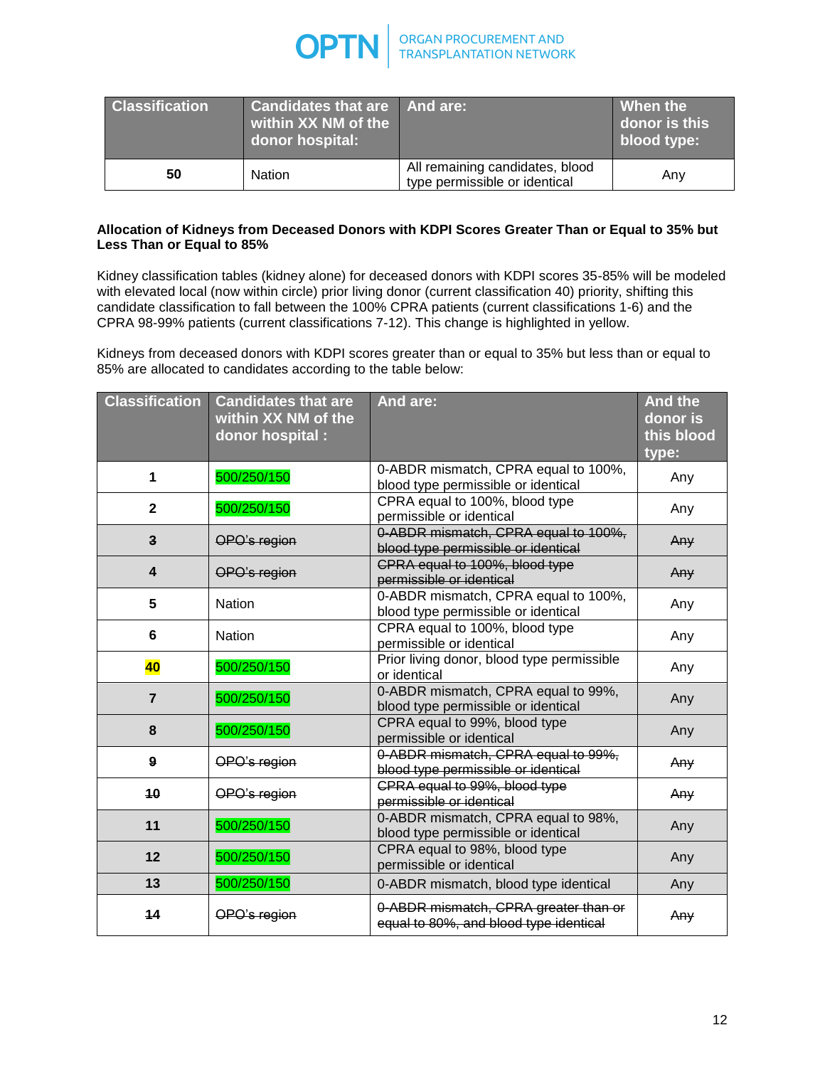| Classification | Candidates that are within XX NM of the donor hospital: | And are: | When the donor is this blood type: |
|---|---|---|---|
| 50 | Nation | All remaining candidates, blood type permissible or identical | Any |

**Allocation of Kidneys from Deceased Donors with KDPI Scores Greater Than or Equal to 35% but Less Than or Equal to 85%**

Kidney classification tables (kidney alone) for deceased donors with KDPI scores 35-85% will be modeled with elevated local (now within circle) prior living donor (current classification 40) priority, shifting this candidate classification to fall between the 100% CPRA patients (current classifications 1-6) and the CPRA 98-99% patients (current classifications 7-12). This change is highlighted in yellow.

Kidneys from deceased donors with KDPI scores greater than or equal to 35% but less than or equal to 85% are allocated to candidates according to the table below:

| Classification | Candidates that are within XX NM of the donor hospital : | And are: | And the donor is this blood type: |
|---|---|---|---|
| 1 | 500/250/150 | 0-ABDR mismatch, CPRA equal to 100%, blood type permissible or identical | Any |
| 2 | 500/250/150 | CPRA equal to 100%, blood type permissible or identical | Any |
| ~~3~~ | ~~OPO's region~~ | ~~0-ABDR mismatch, CPRA equal to 100%, blood type permissible or identical~~ | ~~Any~~ |
| ~~4~~ | ~~OPO's region~~ | ~~CPRA equal to 100%, blood type permissible or identical~~ | ~~Any~~ |
| 5 | Nation | 0-ABDR mismatch, CPRA equal to 100%, blood type permissible or identical | Any |
| 6 | Nation | CPRA equal to 100%, blood type permissible or identical | Any |
| 40 | 500/250/150 | Prior living donor, blood type permissible or identical | Any |
| 7 | 500/250/150 | 0-ABDR mismatch, CPRA equal to 99%, blood type permissible or identical | Any |
| 8 | 500/250/150 | CPRA equal to 99%, blood type permissible or identical | Any |
| ~~9~~ | ~~OPO's region~~ | ~~0-ABDR mismatch, CPRA equal to 99%, blood type permissible or identical~~ | ~~Any~~ |
| ~~10~~ | ~~OPO's region~~ | ~~CPRA equal to 99%, blood type permissible or identical~~ | ~~Any~~ |
| 11 | 500/250/150 | 0-ABDR mismatch, CPRA equal to 98%, blood type permissible or identical | Any |
| 12 | 500/250/150 | CPRA equal to 98%, blood type permissible or identical | Any |
| 13 | 500/250/150 | 0-ABDR mismatch, blood type identical | Any |
| ~~14~~ | ~~OPO's region~~ | ~~0-ABDR mismatch, CPRA greater than or equal to 80%, and blood type identical~~ | ~~Any~~ |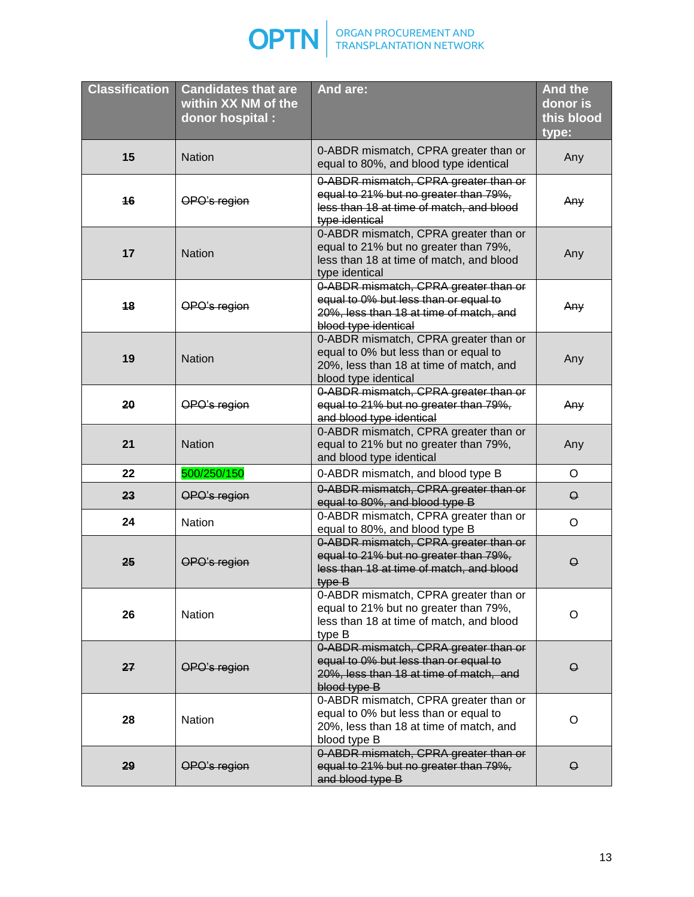| Classification | Candidates that are within XX NM of the donor hospital : | And are: | And the donor is this blood type: |
|---|---|---|---|
| 15 | Nation | 0-ABDR mismatch, CPRA greater than or equal to 80%, and blood type identical | Any |
| ~~16~~ | ~~OPO's region~~ | ~~0-ABDR mismatch, CPRA greater than or equal to 21% but no greater than 79%, less than 18 at time of match, and blood type identical~~ | ~~Any~~ |
| 17 | Nation | 0-ABDR mismatch, CPRA greater than or equal to 21% but no greater than 79%, less than 18 at time of match, and blood type identical | Any |
| ~~18~~ | ~~OPO's region~~ | ~~0-ABDR mismatch, CPRA greater than or equal to 0% but less than or equal to 20%, less than 18 at time of match, and blood type identical~~ | ~~Any~~ |
| 19 | Nation | 0-ABDR mismatch, CPRA greater than or equal to 0% but less than or equal to 20%, less than 18 at time of match, and blood type identical | Any |
| ~~20~~ | ~~OPO's region~~ | ~~0-ABDR mismatch, CPRA greater than or equal to 21% but no greater than 79%, and blood type identical~~ | ~~Any~~ |
| 21 | Nation | 0-ABDR mismatch, CPRA greater than or equal to 21% but no greater than 79%, and blood type identical | Any |
| 22 | 500/250/150 | 0-ABDR mismatch, and blood type B | O |
| ~~23~~ | ~~OPO's region~~ | ~~0-ABDR mismatch, CPRA greater than or equal to 80%, and blood type B~~ | ~~O~~ |
| 24 | Nation | 0-ABDR mismatch, CPRA greater than or equal to 80%, and blood type B | O |
| ~~25~~ | ~~OPO's region~~ | ~~0-ABDR mismatch, CPRA greater than or equal to 21% but no greater than 79%, less than 18 at time of match, and blood type B~~ | ~~O~~ |
| 26 | Nation | 0-ABDR mismatch, CPRA greater than or equal to 21% but no greater than 79%, less than 18 at time of match, and blood type B | O |
| ~~27~~ | ~~OPO's region~~ | ~~0-ABDR mismatch, CPRA greater than or equal to 0% but less than or equal to 20%, less than 18 at time of match, and blood type B~~ | ~~O~~ |
| 28 | Nation | 0-ABDR mismatch, CPRA greater than or equal to 0% but less than or equal to 20%, less than 18 at time of match, and blood type B | O |
| ~~29~~ | ~~OPO's region~~ | ~~0-ABDR mismatch, CPRA greater than or equal to 21% but no greater than 79%, and blood type B~~ | ~~O~~ |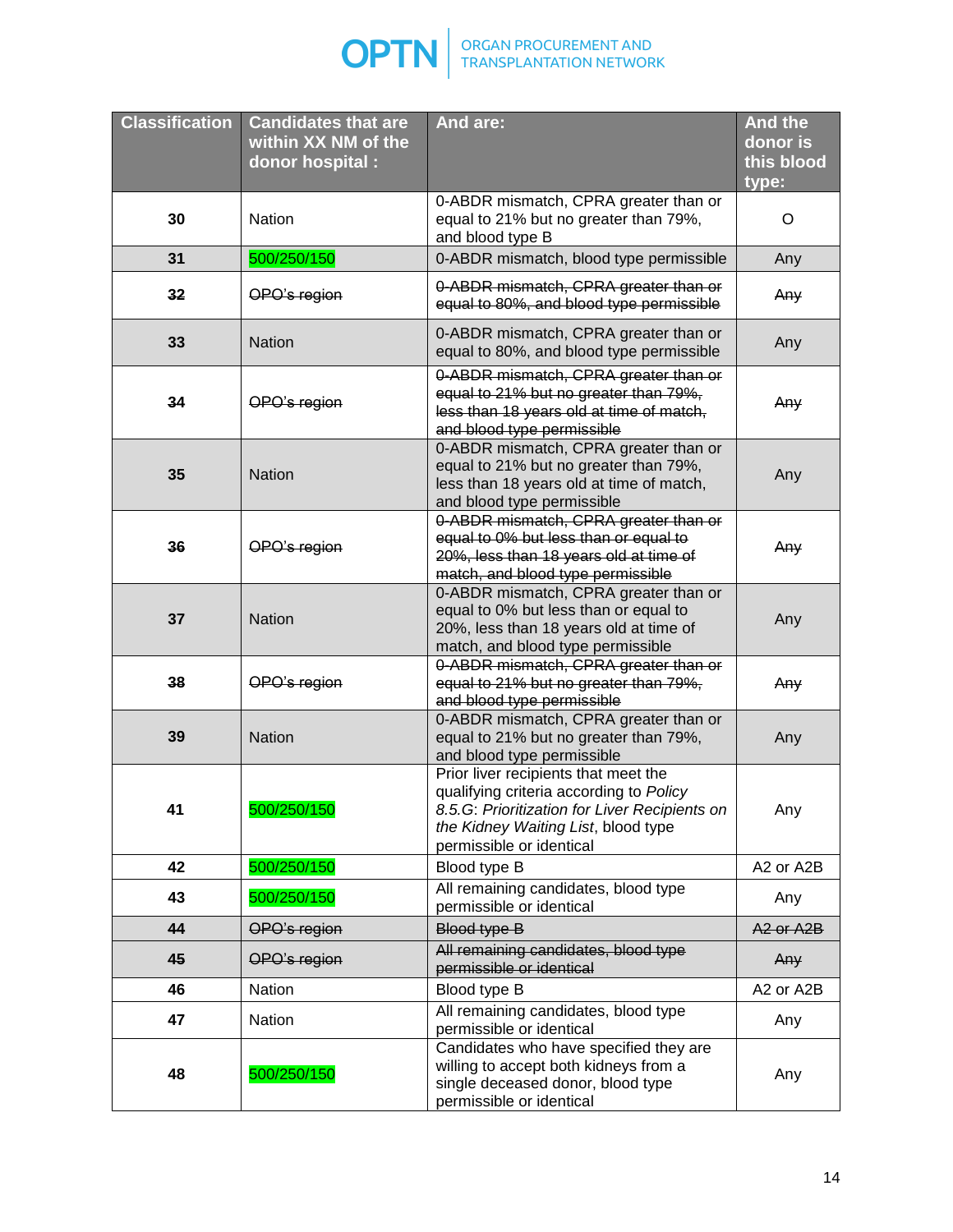| Classification | Candidates that are within XX NM of the donor hospital : | And are: | And the donor is this blood type: |
|---|---|---|---|
| 30 | Nation | 0-ABDR mismatch, CPRA greater than or equal to 21% but no greater than 79%, and blood type B | O |
| 31 | 500/250/150 | 0-ABDR mismatch, blood type permissible | Any |
| ~~32~~ | ~~OPO's region~~ | ~~0-ABDR mismatch, CPRA greater than or equal to 80%, and blood type permissible~~ | ~~Any~~ |
| 33 | Nation | 0-ABDR mismatch, CPRA greater than or equal to 80%, and blood type permissible | Any |
| ~~34~~ | ~~OPO's region~~ | ~~0-ABDR mismatch, CPRA greater than or equal to 21% but no greater than 79%, less than 18 years old at time of match, and blood type permissible~~ | ~~Any~~ |
| 35 | Nation | 0-ABDR mismatch, CPRA greater than or equal to 21% but no greater than 79%, less than 18 years old at time of match, and blood type permissible | Any |
| ~~36~~ | ~~OPO's region~~ | ~~0-ABDR mismatch, CPRA greater than or equal to 0% but less than or equal to 20%, less than 18 years old at time of match, and blood type permissible~~ | ~~Any~~ |
| 37 | Nation | 0-ABDR mismatch, CPRA greater than or equal to 0% but less than or equal to 20%, less than 18 years old at time of match, and blood type permissible | Any |
| ~~38~~ | ~~OPO's region~~ | ~~0-ABDR mismatch, CPRA greater than or equal to 21% but no greater than 79%, and blood type permissible~~ | ~~Any~~ |
| 39 | Nation | 0-ABDR mismatch, CPRA greater than or equal to 21% but no greater than 79%, and blood type permissible | Any |
| 41 | 500/250/150 | Prior liver recipients that meet the qualifying criteria according to *Policy 8.5.G: Prioritization for Liver Recipients on the Kidney Waiting List*, blood type permissible or identical | Any |
| 42 | 500/250/150 | Blood type B | A2 or A2B |
| 43 | 500/250/150 | All remaining candidates, blood type permissible or identical | Any |
| ~~44~~ | ~~OPO's region~~ | ~~Blood type B~~ | ~~A2 or A2B~~ |
| ~~45~~ | ~~OPO's region~~ | ~~All remaining candidates, blood type permissible or identical~~ | ~~Any~~ |
| 46 | Nation | Blood type B | A2 or A2B |
| 47 | Nation | All remaining candidates, blood type permissible or identical | Any |
| 48 | 500/250/150 | Candidates who have specified they are willing to accept both kidneys from a single deceased donor, blood type permissible or identical | Any |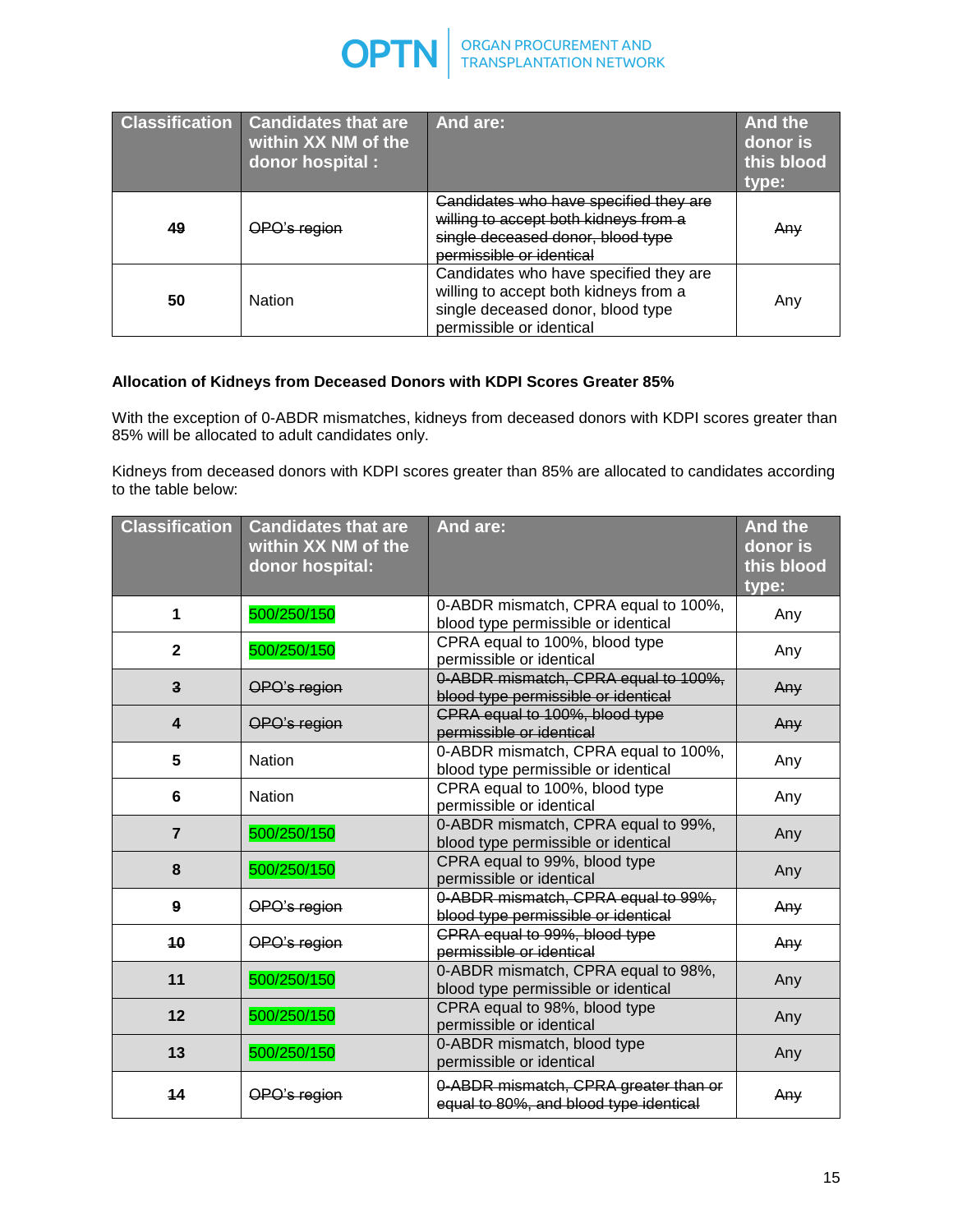| Classification | Candidates that are within XX NM of the donor hospital : | And are: | And the donor is this blood type: |
|---|---|---|---|
| ~~49~~ | ~~OPO's region~~ | ~~Candidates who have specified they are willing to accept both kidneys from a single deceased donor, blood type permissible or identical~~ | ~~Any~~ |
| **50** | Nation | Candidates who have specified they are willing to accept both kidneys from a single deceased donor, blood type permissible or identical | Any |

**Allocation of Kidneys from Deceased Donors with KDPI Scores Greater 85%**

With the exception of 0-ABDR mismatches, kidneys from deceased donors with KDPI scores greater than 85% will be allocated to adult candidates only.

Kidneys from deceased donors with KDPI scores greater than 85% are allocated to candidates according to the table below:

| Classification | Candidates that are within XX NM of the donor hospital: | And are: | And the donor is this blood type: |
|---|---|---|---|
| **1** | 500/250/150 | 0-ABDR mismatch, CPRA equal to 100%, blood type permissible or identical | Any |
| **2** | 500/250/150 | CPRA equal to 100%, blood type permissible or identical | Any |
| ~~3~~ | ~~OPO's region~~ | ~~0-ABDR mismatch, CPRA equal to 100%, blood type permissible or identical~~ | ~~Any~~ |
| **4** | ~~OPO's region~~ | ~~CPRA equal to 100%, blood type permissible or identical~~ | ~~Any~~ |
| **5** | Nation | 0-ABDR mismatch, CPRA equal to 100%, blood type permissible or identical | Any |
| **6** | Nation | CPRA equal to 100%, blood type permissible or identical | Any |
| **7** | 500/250/150 | 0-ABDR mismatch, CPRA equal to 99%, blood type permissible or identical | Any |
| **8** | 500/250/150 | CPRA equal to 99%, blood type permissible or identical | Any |
| ~~9~~ | ~~OPO's region~~ | ~~0-ABDR mismatch, CPRA equal to 99%, blood type permissible or identical~~ | ~~Any~~ |
| ~~10~~ | ~~OPO's region~~ | ~~CPRA equal to 99%, blood type permissible or identical~~ | ~~Any~~ |
| **11** | 500/250/150 | 0-ABDR mismatch, CPRA equal to 98%, blood type permissible or identical | Any |
| **12** | 500/250/150 | CPRA equal to 98%, blood type permissible or identical | Any |
| **13** | 500/250/150 | 0-ABDR mismatch, blood type permissible or identical | Any |
| ~~14~~ | ~~OPO's region~~ | ~~0-ABDR mismatch, CPRA greater than or equal to 80%, and blood type identical~~ | ~~Any~~ |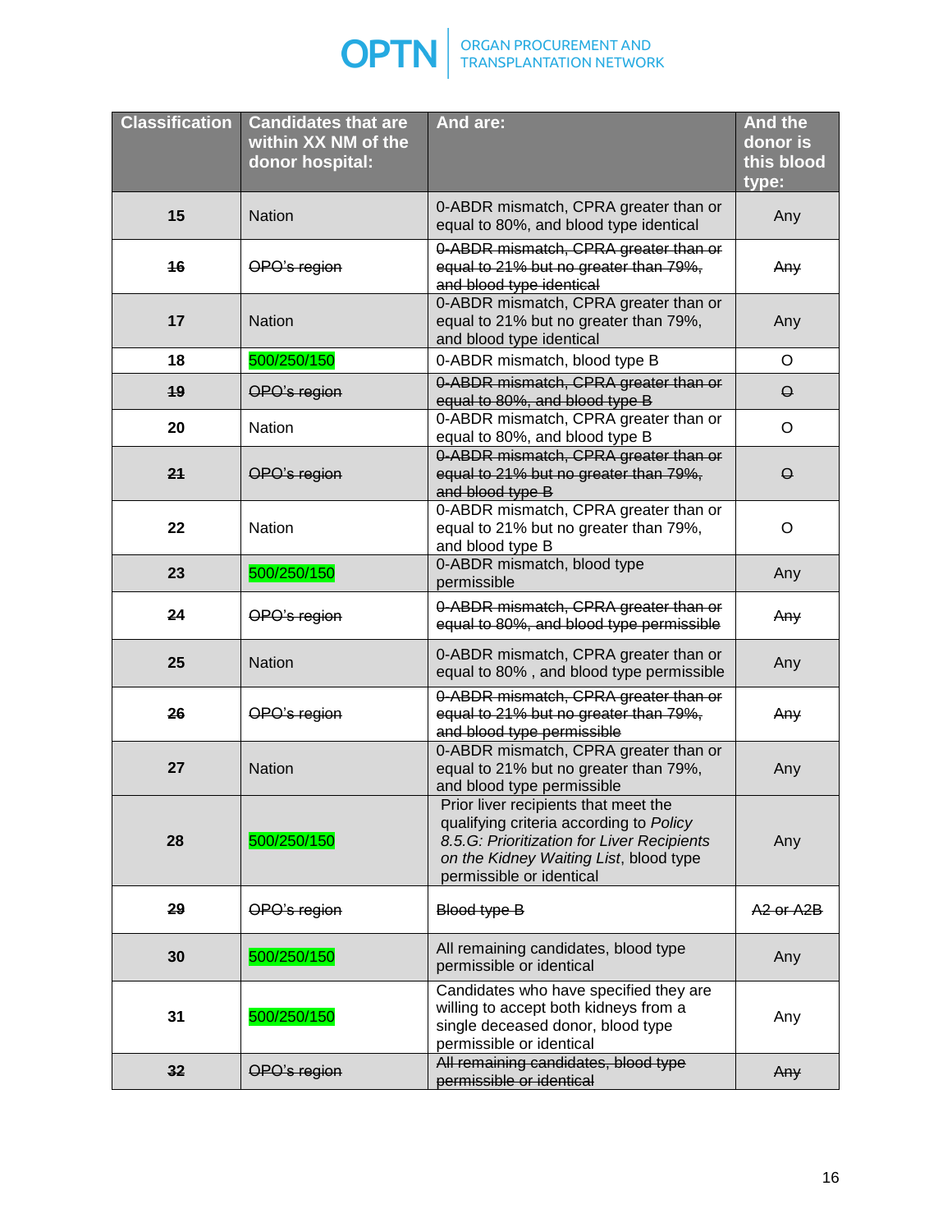| Classification | Candidates that are within XX NM of the donor hospital: | And are: | And the donor is this blood type: |
|---|---|---|---|
| 15 | Nation | 0-ABDR mismatch, CPRA greater than or equal to 80%, and blood type identical | Any |
| ~~16~~ | ~~OPO's region~~ | ~~0-ABDR mismatch, CPRA greater than or equal to 21% but no greater than 79%, and blood type identical~~ | ~~Any~~ |
| 17 | Nation | 0-ABDR mismatch, CPRA greater than or equal to 21% but no greater than 79%, and blood type identical | Any |
| 18 | 500/250/150 | 0-ABDR mismatch, blood type B | O |
| ~~19~~ | ~~OPO's region~~ | ~~0-ABDR mismatch, CPRA greater than or equal to 80%, and blood type B~~ | ~~O~~ |
| 20 | Nation | 0-ABDR mismatch, CPRA greater than or equal to 80%, and blood type B | O |
| ~~21~~ | ~~OPO's region~~ | ~~0-ABDR mismatch, CPRA greater than or equal to 21% but no greater than 79%, and blood type B~~ | ~~O~~ |
| 22 | Nation | 0-ABDR mismatch, CPRA greater than or equal to 21% but no greater than 79%, and blood type B | O |
| 23 | 500/250/150 | 0-ABDR mismatch, blood type permissible | Any |
| ~~24~~ | ~~OPO's region~~ | ~~0-ABDR mismatch, CPRA greater than or equal to 80%, and blood type permissible~~ | ~~Any~~ |
| 25 | Nation | 0-ABDR mismatch, CPRA greater than or equal to 80% , and blood type permissible | Any |
| ~~26~~ | ~~OPO's region~~ | ~~0-ABDR mismatch, CPRA greater than or equal to 21% but no greater than 79%, and blood type permissible~~ | ~~Any~~ |
| 27 | Nation | 0-ABDR mismatch, CPRA greater than or equal to 21% but no greater than 79%, and blood type permissible | Any |
| 28 | 500/250/150 | Prior liver recipients that meet the qualifying criteria according to *Policy 8.5.G: Prioritization for Liver Recipients on the Kidney Waiting List*, blood type permissible or identical | Any |
| ~~29~~ | ~~OPO's region~~ | ~~Blood type B~~ | ~~A2 or A2B~~ |
| 30 | 500/250/150 | All remaining candidates, blood type permissible or identical | Any |
| 31 | 500/250/150 | Candidates who have specified they are willing to accept both kidneys from a single deceased donor, blood type permissible or identical | Any |
| ~~32~~ | ~~OPO's region~~ | ~~All remaining candidates, blood type permissible or identical~~ | ~~Any~~ |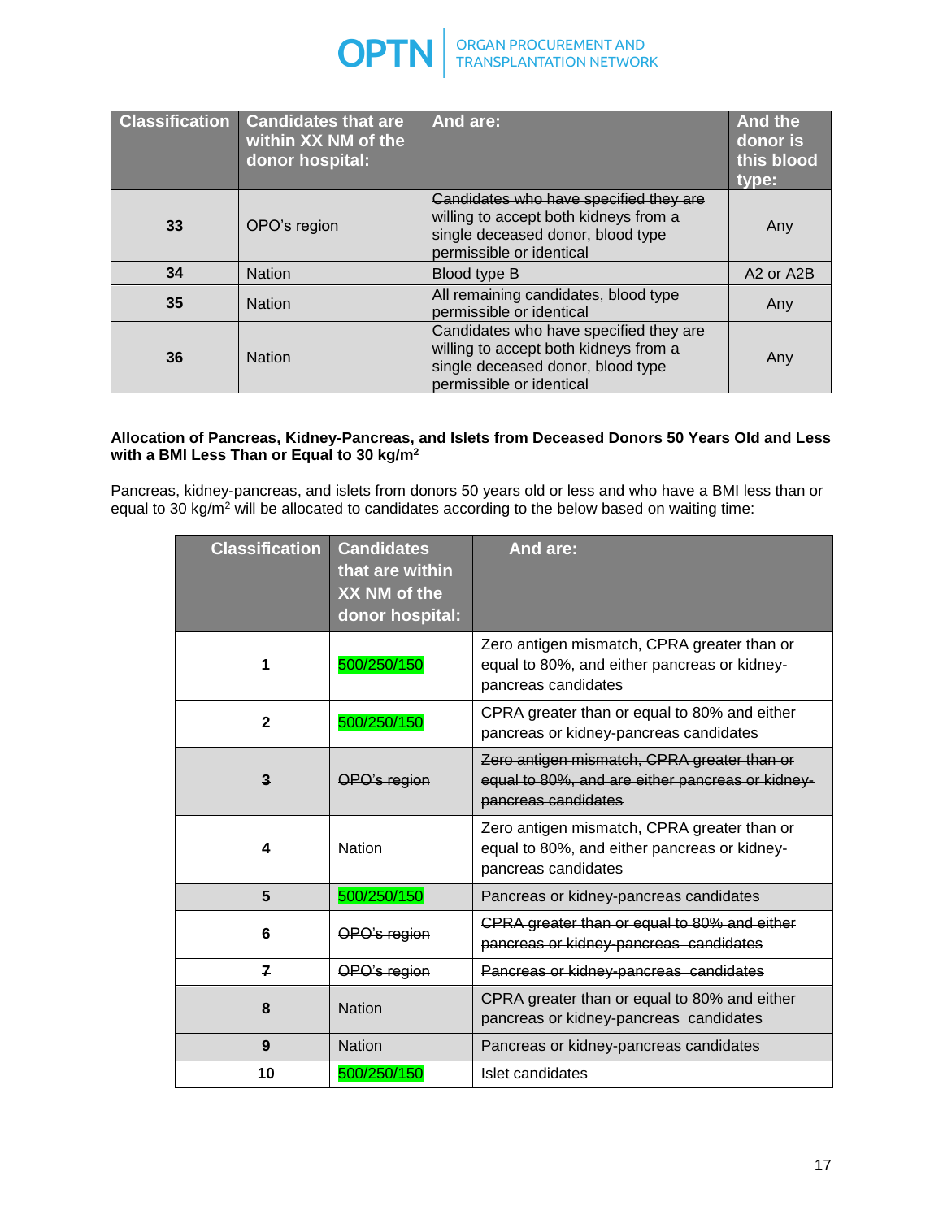| Classification | Candidates that are within XX NM of the donor hospital: | And are: | And the donor is this blood type: |
|---|---|---|---|
| ~~33~~ | ~~OPO's region~~ | ~~Candidates who have specified they are willing to accept both kidneys from a single deceased donor, blood type permissible or identical~~ | ~~Any~~ |
| 34 | Nation | Blood type B | A2 or A2B |
| 35 | Nation | All remaining candidates, blood type permissible or identical | Any |
| 36 | Nation | Candidates who have specified they are willing to accept both kidneys from a single deceased donor, blood type permissible or identical | Any |

**Allocation of Pancreas, Kidney-Pancreas, and Islets from Deceased Donors 50 Years Old and Less with a BMI Less Than or Equal to 30 kg/m²**

Pancreas, kidney-pancreas, and islets from donors 50 years old or less and who have a BMI less than or equal to 30 kg/m² will be allocated to candidates according to the below based on waiting time:

| Classification | Candidates that are within XX NM of the donor hospital: | And are: |
|---|---|---|
| 1 | 500/250/150 | Zero antigen mismatch, CPRA greater than or equal to 80%, and either pancreas or kidney-pancreas candidates |
| 2 | 500/250/150 | CPRA greater than or equal to 80% and either pancreas or kidney-pancreas candidates |
| ~~3~~ | ~~OPO's region~~ | ~~Zero antigen mismatch, CPRA greater than or equal to 80%, and are either pancreas or kidney-pancreas candidates~~ |
| 4 | Nation | Zero antigen mismatch, CPRA greater than or equal to 80%, and either pancreas or kidney-pancreas candidates |
| 5 | 500/250/150 | Pancreas or kidney-pancreas candidates |
| ~~6~~ | ~~OPO's region~~ | ~~CPRA greater than or equal to 80% and either pancreas or kidney-pancreas candidates~~ |
| ~~7~~ | ~~OPO's region~~ | ~~Pancreas or kidney-pancreas candidates~~ |
| 8 | Nation | CPRA greater than or equal to 80% and either pancreas or kidney-pancreas candidates |
| 9 | Nation | Pancreas or kidney-pancreas candidates |
| 10 | 500/250/150 | Islet candidates |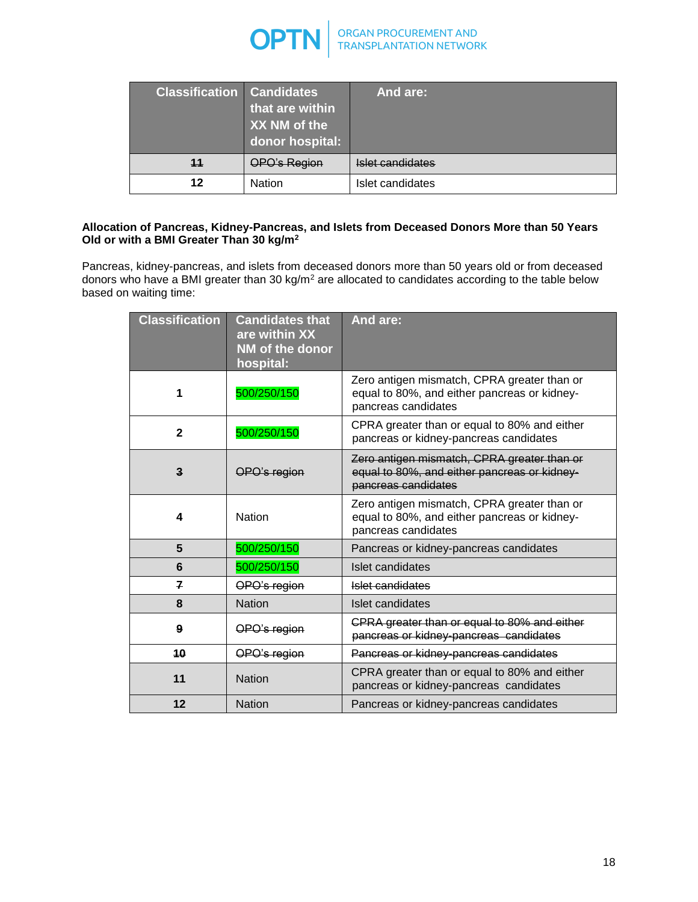| Classification | Candidates that are within XX NM of the donor hospital: | And are: |
|---|---|---|
| ~~11~~ | ~~OPO's Region~~ | ~~Islet candidates~~ |
| 12 | Nation | Islet candidates |

**Allocation of Pancreas, Kidney-Pancreas, and Islets from Deceased Donors More than 50 Years Old or with a BMI Greater Than 30 kg/m$^2$**

Pancreas, kidney-pancreas, and islets from deceased donors more than 50 years old or from deceased donors who have a BMI greater than 30 kg/m$^2$ are allocated to candidates according to the table below based on waiting time:

| Classification | Candidates that are within XX NM of the donor hospital: | And are: |
|---|---|---|
| 1 | 500/250/150 | Zero antigen mismatch, CPRA greater than or equal to 80%, and either pancreas or kidney-pancreas candidates |
| 2 | 500/250/150 | CPRA greater than or equal to 80% and either pancreas or kidney-pancreas candidates |
| ~~3~~ | ~~OPO's region~~ | ~~Zero antigen mismatch, CPRA greater than or equal to 80%, and either pancreas or kidney-pancreas candidates~~ |
| 4 | Nation | Zero antigen mismatch, CPRA greater than or equal to 80%, and either pancreas or kidney-pancreas candidates |
| 5 | 500/250/150 | Pancreas or kidney-pancreas candidates |
| 6 | 500/250/150 | Islet candidates |
| ~~7~~ | ~~OPO's region~~ | ~~Islet candidates~~ |
| 8 | Nation | Islet candidates |
| ~~9~~ | ~~OPO's region~~ | ~~CPRA greater than or equal to 80% and either pancreas or kidney-pancreas candidates~~ |
| ~~10~~ | ~~OPO's region~~ | ~~Pancreas or kidney-pancreas candidates~~ |
| 11 | Nation | CPRA greater than or equal to 80% and either pancreas or kidney-pancreas candidates |
| 12 | Nation | Pancreas or kidney-pancreas candidates |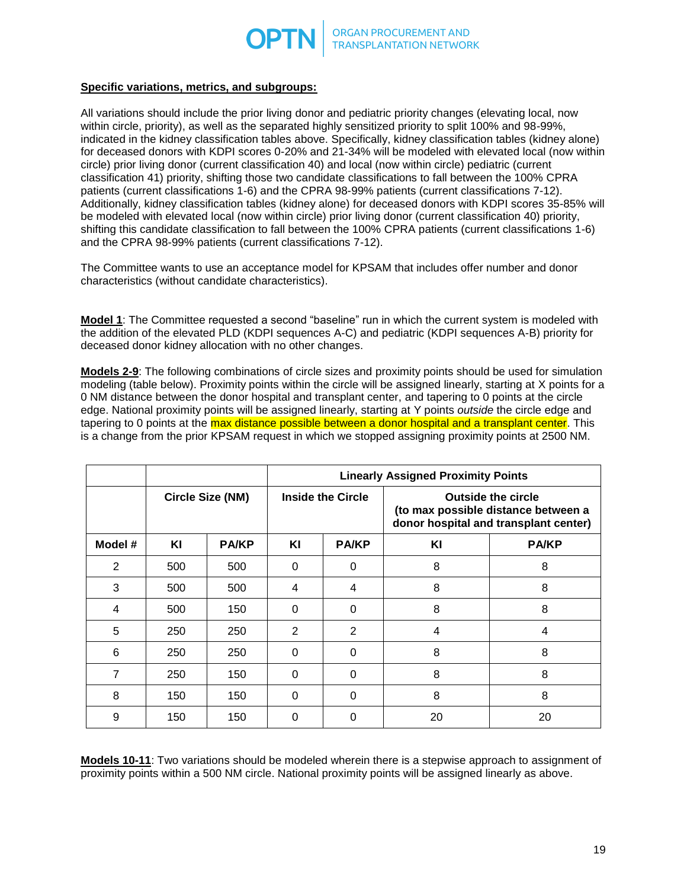**Specific variations, metrics, and subgroups:**

All variations should include the prior living donor and pediatric priority changes (elevating local, now within circle, priority), as well as the separated highly sensitized priority to split 100% and 98-99%, indicated in the kidney classification tables above. Specifically, kidney classification tables (kidney alone) for deceased donors with KDPI scores 0-20% and 21-34% will be modeled with elevated local (now within circle) prior living donor (current classification 40) and local (now within circle) pediatric (current classification 41) priority, shifting those two candidate classifications to fall between the 100% CPRA patients (current classifications 1-6) and the CPRA 98-99% patients (current classifications 7-12). Additionally, kidney classification tables (kidney alone) for deceased donors with KDPI scores 35-85% will be modeled with elevated local (now within circle) prior living donor (current classification 40) priority, shifting this candidate classification to fall between the 100% CPRA patients (current classifications 1-6) and the CPRA 98-99% patients (current classifications 7-12).

The Committee wants to use an acceptance model for KPSAM that includes offer number and donor characteristics (without candidate characteristics).

**Model 1**: The Committee requested a second "baseline" run in which the current system is modeled with the addition of the elevated PLD (KDPI sequences A-C) and pediatric (KDPI sequences A-B) priority for deceased donor kidney allocation with no other changes.

**Models 2-9**: The following combinations of circle sizes and proximity points should be used for simulation modeling (table below). Proximity points within the circle will be assigned linearly, starting at X points for a 0 NM distance between the donor hospital and transplant center, and tapering to 0 points at the circle edge. National proximity points will be assigned linearly, starting at Y points *outside* the circle edge and tapering to 0 points at the max distance possible between a donor hospital and a transplant center. This is a change from the prior KPSAM request in which we stopped assigning proximity points at 2500 NM.

| | | | Linearly Assigned Proximity Points | | | |
|---|---|---|---|---|---|---|
| | Circle Size (NM) | | Inside the Circle | | Outside the circle (to max possible distance between a donor hospital and transplant center) | |
| Model # | KI | PA/KP | KI | PA/KP | KI | PA/KP |
| 2 | 500 | 500 | 0 | 0 | 8 | 8 |
| 3 | 500 | 500 | 4 | 4 | 8 | 8 |
| 4 | 500 | 150 | 0 | 0 | 8 | 8 |
| 5 | 250 | 250 | 2 | 2 | 4 | 4 |
| 6 | 250 | 250 | 0 | 0 | 8 | 8 |
| 7 | 250 | 150 | 0 | 0 | 8 | 8 |
| 8 | 150 | 150 | 0 | 0 | 8 | 8 |
| 9 | 150 | 150 | 0 | 0 | 20 | 20 |

**Models 10-11**: Two variations should be modeled wherein there is a stepwise approach to assignment of proximity points within a 500 NM circle. National proximity points will be assigned linearly as above.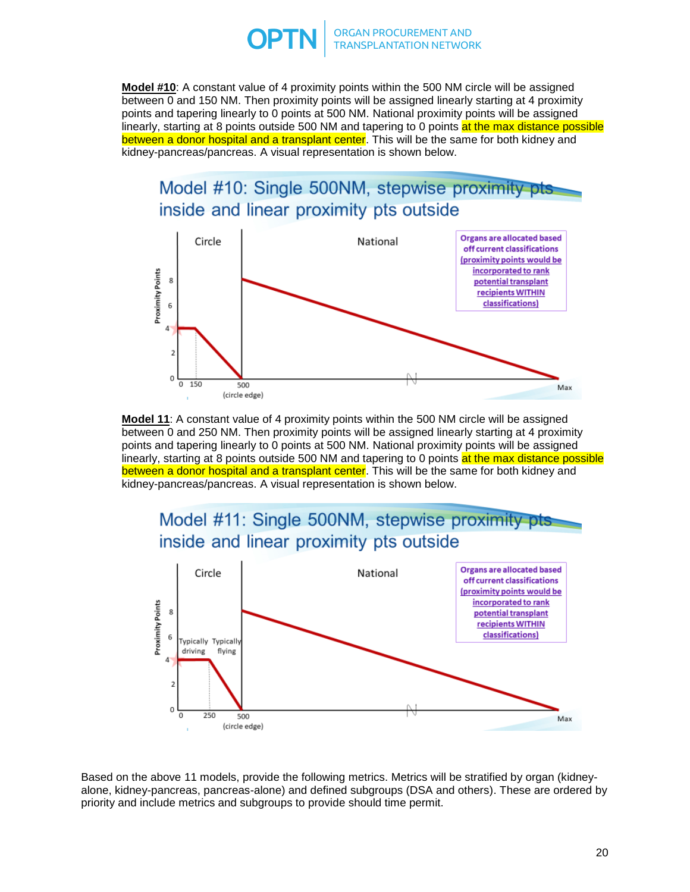**Model #10**: A constant value of 4 proximity points within the 500 NM circle will be assigned between 0 and 150 NM. Then proximity points will be assigned linearly starting at 4 proximity points and tapering linearly to 0 points at 500 NM. National proximity points will be assigned linearly, starting at 8 points outside 500 NM and tapering to 0 points at the max distance possible between a donor hospital and a transplant center. This will be the same for both kidney and kidney-pancreas/pancreas. A visual representation is shown below.

Model #10: Single 500NM, stepwise proximity pts inside and linear proximity pts outside

Circle | National

Organs are allocated based off current classifications (proximity points would be incorporated to rank potential transplant recipients WITHIN classifications)

Proximity Points: 0, 2, 4, 6, 8

0, 150, 500 (circle edge), Max

**Model 11**: A constant value of 4 proximity points within the 500 NM circle will be assigned between 0 and 250 NM. Then proximity points will be assigned linearly starting at 4 proximity points and tapering linearly to 0 points at 500 NM. National proximity points will be assigned linearly, starting at 8 points outside 500 NM and tapering to 0 points at the max distance possible between a donor hospital and a transplant center. This will be the same for both kidney and kidney-pancreas/pancreas. A visual representation is shown below.

Model #11: Single 500NM, stepwise proximity pts inside and linear proximity pts outside

Circle | National

Organs are allocated based off current classifications (proximity points would be incorporated to rank potential transplant recipients WITHIN classifications)

Typically driving | Typically flying

Proximity Points: 0, 2, 4, 6, 8

0, 250, 500 (circle edge), Max

Based on the above 11 models, provide the following metrics. Metrics will be stratified by organ (kidney-alone, kidney-pancreas, pancreas-alone) and defined subgroups (DSA and others). These are ordered by priority and include metrics and subgroups to provide should time permit.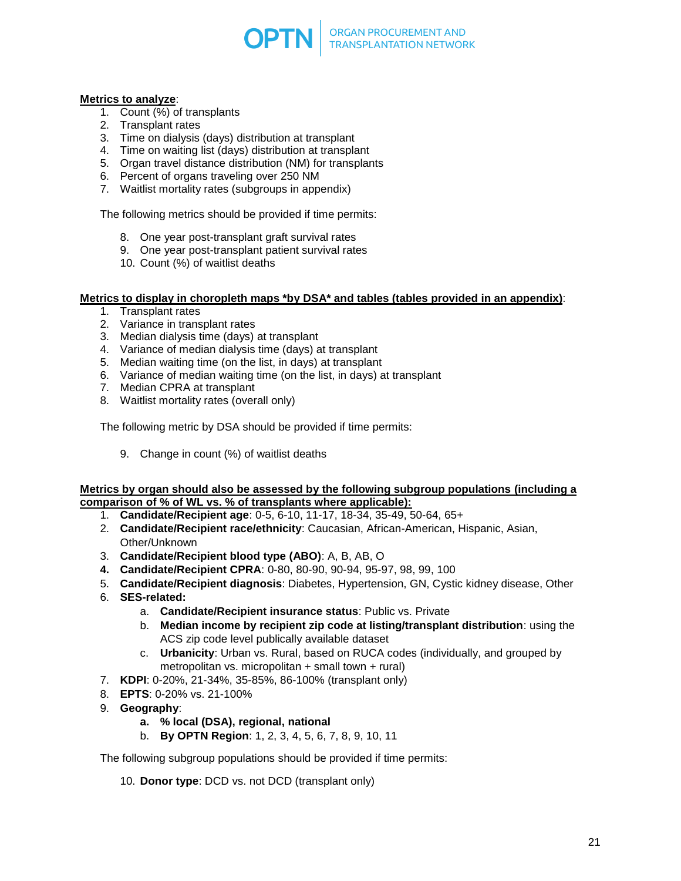**Metrics to analyze**:

1. Count (%) of transplants
2. Transplant rates
3. Time on dialysis (days) distribution at transplant
4. Time on waiting list (days) distribution at transplant
5. Organ travel distance distribution (NM) for transplants
6. Percent of organs traveling over 250 NM
7. Waitlist mortality rates (subgroups in appendix)

The following metrics should be provided if time permits:

8. One year post-transplant graft survival rates
9. One year post-transplant patient survival rates
10. Count (%) of waitlist deaths

**Metrics to display in choropleth maps *by DSA* and tables (tables provided in an appendix)**:

1. Transplant rates
2. Variance in transplant rates
3. Median dialysis time (days) at transplant
4. Variance of median dialysis time (days) at transplant
5. Median waiting time (on the list, in days) at transplant
6. Variance of median waiting time (on the list, in days) at transplant
7. Median CPRA at transplant
8. Waitlist mortality rates (overall only)

The following metric by DSA should be provided if time permits:

9. Change in count (%) of waitlist deaths

**Metrics by organ should also be assessed by the following subgroup populations (including a comparison of % of WL vs. % of transplants where applicable):**

1. **Candidate/Recipient age**: 0-5, 6-10, 11-17, 18-34, 35-49, 50-64, 65+
2. **Candidate/Recipient race/ethnicity**: Caucasian, African-American, Hispanic, Asian, Other/Unknown
3. **Candidate/Recipient blood type (ABO)**: A, B, AB, O
4. **Candidate/Recipient CPRA**: 0-80, 80-90, 90-94, 95-97, 98, 99, 100
5. **Candidate/Recipient diagnosis**: Diabetes, Hypertension, GN, Cystic kidney disease, Other
6. **SES-related:**
   a. **Candidate/Recipient insurance status**: Public vs. Private
   b. **Median income by recipient zip code at listing/transplant distribution**: using the ACS zip code level publically available dataset
   c. **Urbanicity**: Urban vs. Rural, based on RUCA codes (individually, and grouped by metropolitan vs. micropolitan + small town + rural)
7. **KDPI**: 0-20%, 21-34%, 35-85%, 86-100% (transplant only)
8. **EPTS**: 0-20% vs. 21-100%
9. **Geography**:
   a. **% local (DSA), regional, national**
   b. **By OPTN Region**: 1, 2, 3, 4, 5, 6, 7, 8, 9, 10, 11

The following subgroup populations should be provided if time permits:

10. **Donor type**: DCD vs. not DCD (transplant only)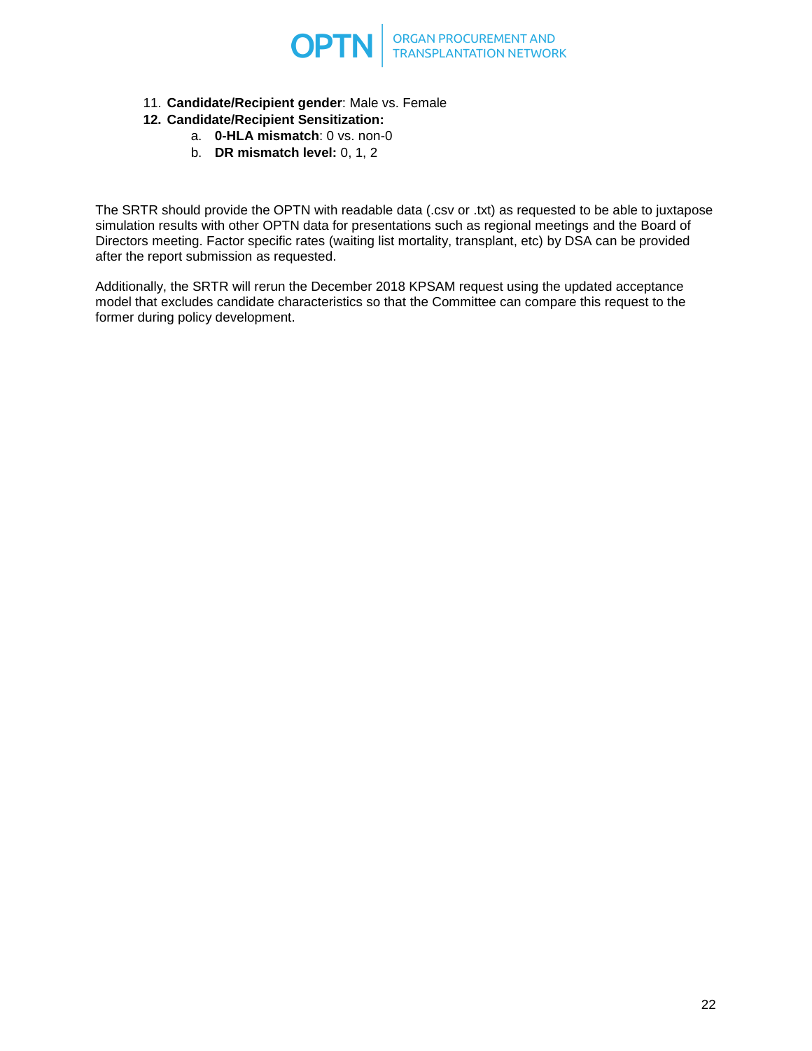11. **Candidate/Recipient gender**: Male vs. Female
12. **Candidate/Recipient Sensitization:**
    a. **0-HLA mismatch**: 0 vs. non-0
    b. **DR mismatch level:** 0, 1, 2

The SRTR should provide the OPTN with readable data (.csv or .txt) as requested to be able to juxtapose simulation results with other OPTN data for presentations such as regional meetings and the Board of Directors meeting. Factor specific rates (waiting list mortality, transplant, etc) by DSA can be provided after the report submission as requested.

Additionally, the SRTR will rerun the December 2018 KPSAM request using the updated acceptance model that excludes candidate characteristics so that the Committee can compare this request to the former during policy development.